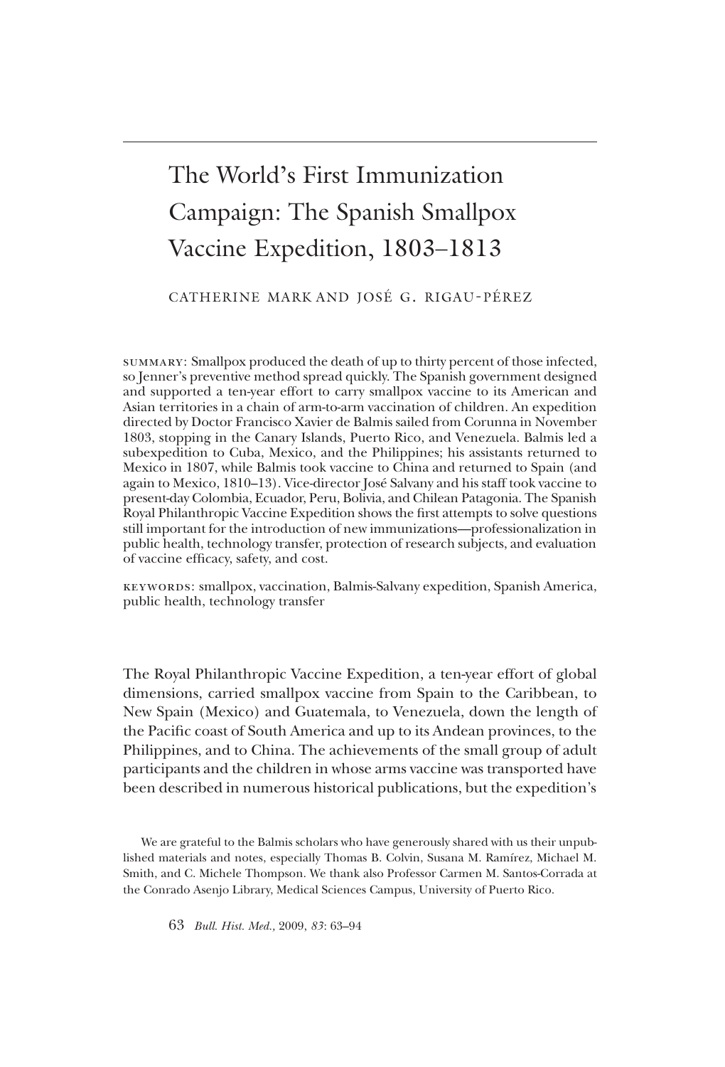# The World's First Immunization Campaign: The Spanish Smallpox Vaccine Expedition, 1803–1813

CATHERINE MARK AND JOSÉ G. RIGAU-PÉREZ

SUMMARY: Smallpox produced the death of up to thirty percent of those infected, so Jenner's preventive method spread quickly. The Spanish government designed and supported a ten-year effort to carry smallpox vaccine to its American and Asian territories in a chain of arm-to-arm vaccination of children. An expedition directed by Doctor Francisco Xavier de Balmis sailed from Corunna in November 1803, stopping in the Canary Islands, Puerto Rico, and Venezuela. Balmis led a subexpedition to Cuba, Mexico, and the Philippines; his assistants returned to Mexico in 1807, while Balmis took vaccine to China and returned to Spain (and again to Mexico, 1810–13). Vice-director José Salvany and his staff took vaccine to present-day Colombia, Ecuador, Peru, Bolivia, and Chilean Patagonia. The Spanish Royal Philanthropic Vaccine Expedition shows the first attempts to solve questions still important for the introduction of new immunizations—professionalization in public health, technology transfer, protection of research subjects, and evaluation of vaccine efficacy, safety, and cost.

KEYWORDS: smallpox, vaccination, Balmis-Salvany expedition, Spanish America, public health, technology transfer

The Royal Philanthropic Vaccine Expedition, a ten-year effort of global dimensions, carried smallpox vaccine from Spain to the Caribbean, to New Spain (Mexico) and Guatemala, to Venezuela, down the length of the Pacific coast of South America and up to its Andean provinces, to the Philippines, and to China. The achievements of the small group of adult participants and the children in whose arms vaccine was transported have been described in numerous historical publications, but the expedition's

We are grateful to the Balmis scholars who have generously shared with us their unpublished materials and notes, especially Thomas B. Colvin, Susana M. Ramírez, Michael M. Smith, and C. Michele Thompson. We thank also Professor Carmen M. Santos-Corrada at the Conrado Asenjo Library, Medical Sciences Campus, University of Puerto Rico.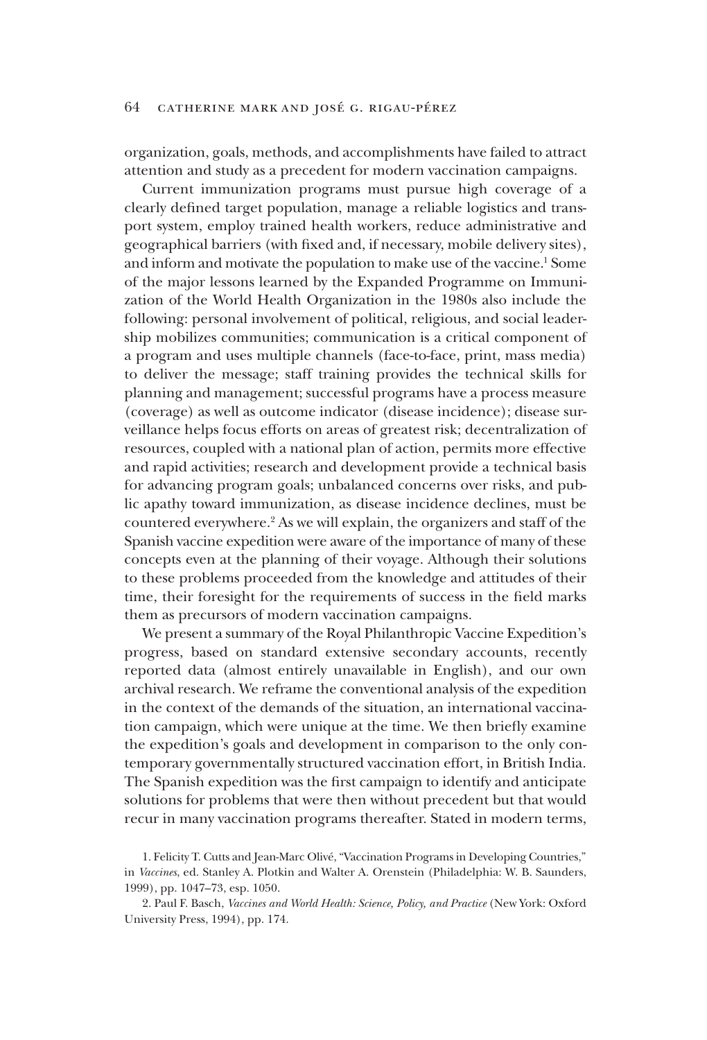organization, goals, methods, and accomplishments have failed to attract attention and study as a precedent for modern vaccination campaigns.

Current immunization programs must pursue high coverage of a clearly defined target population, manage a reliable logistics and transport system, employ trained health workers, reduce administrative and geographical barriers (with fixed and, if necessary, mobile delivery sites), and inform and motivate the population to make use of the vaccine.[1] Some of the major lessons learned by the Expanded Programme on Immunization of the World Health Organization in the 1980s also include the following: personal involvement of political, religious, and social leadership mobilizes communities; communication is a critical component of a program and uses multiple channels (face-to-face, print, mass media) to deliver the message; staff training provides the technical skills for planning and management; successful programs have a process measure (coverage) as well as outcome indicator (disease incidence); disease surveillance helps focus efforts on areas of greatest risk; decentralization of resources, coupled with a national plan of action, permits more effective and rapid activities; research and development provide a technical basis for advancing program goals; unbalanced concerns over risks, and public apathy toward immunization, as disease incidence declines, must be countered everywhere.[2] As we will explain, the organizers and staff of the Spanish vaccine expedition were aware of the importance of many of these concepts even at the planning of their voyage. Although their solutions to these problems proceeded from the knowledge and attitudes of their time, their foresight for the requirements of success in the field marks them as precursors of modern vaccination campaigns.

We present a summary of the Royal Philanthropic Vaccine Expedition's progress, based on standard extensive secondary accounts, recently reported data (almost entirely unavailable in English), and our own archival research. We reframe the conventional analysis of the expedition in the context of the demands of the situation, an international vaccination campaign, which were unique at the time. We then briefly examine the expedition's goals and development in comparison to the only contemporary governmentally structured vaccination effort, in British India. The Spanish expedition was the first campaign to identify and anticipate solutions for problems that were then without precedent but that would recur in many vaccination programs thereafter. Stated in modern terms,

1. Felicity T. Cutts and Jean-Marc Olivé, "Vaccination Programs in Developing Countries," in *Vaccines*, ed. Stanley A. Plotkin and Walter A. Orenstein (Philadelphia: W. B. Saunders, 1999), pp. 1047–73, esp. 1050.

2. Paul F. Basch, *Vaccines and World Health: Science, Policy, and Practice* (New York: Oxford University Press, 1994), pp. 174.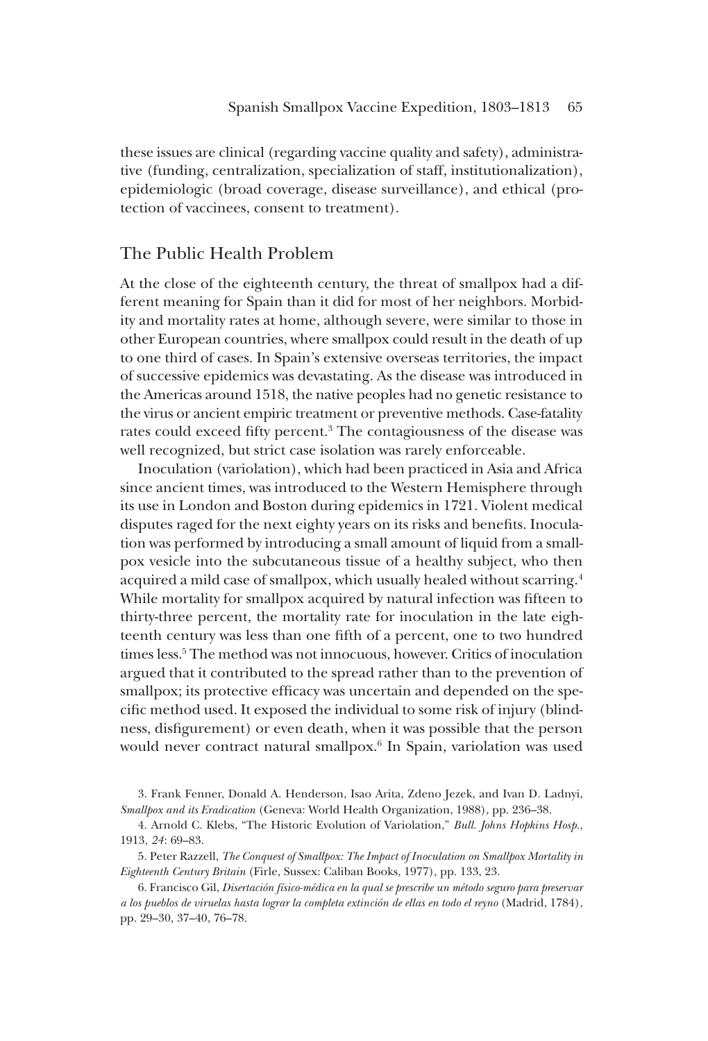these issues are clinical (regarding vaccine quality and safety), administrative (funding, centralization, specialization of staff, institutionalization), epidemiologic (broad coverage, disease surveillance), and ethical (protection of vaccinees, consent to treatment).

## The Public Health Problem

At the close of the eighteenth century, the threat of smallpox had a different meaning for Spain than it did for most of her neighbors. Morbidity and mortality rates at home, although severe, were similar to those in other European countries, where smallpox could result in the death of up to one third of cases. In Spain's extensive overseas territories, the impact of successive epidemics was devastating. As the disease was introduced in the Americas around 1518, the native peoples had no genetic resistance to the virus or ancient empiric treatment or preventive methods. Case-fatality rates could exceed fifty percent.[3] The contagiousness of the disease was well recognized, but strict case isolation was rarely enforceable.

Inoculation (variolation), which had been practiced in Asia and Africa since ancient times, was introduced to the Western Hemisphere through its use in London and Boston during epidemics in 1721. Violent medical disputes raged for the next eighty years on its risks and benefits. Inoculation was performed by introducing a small amount of liquid from a smallpox vesicle into the subcutaneous tissue of a healthy subject, who then acquired a mild case of smallpox, which usually healed without scarring.[4] While mortality for smallpox acquired by natural infection was fifteen to thirty-three percent, the mortality rate for inoculation in the late eighteenth century was less than one fifth of a percent, one to two hundred times less.[5] The method was not innocuous, however. Critics of inoculation argued that it contributed to the spread rather than to the prevention of smallpox; its protective efficacy was uncertain and depended on the specific method used. It exposed the individual to some risk of injury (blindness, disfigurement) or even death, when it was possible that the person would never contract natural smallpox.[6] In Spain, variolation was used

3. Frank Fenner, Donald A. Henderson, Isao Arita, Zdeno Jezek, and Ivan D. Ladnyi, *Smallpox and its Eradication* (Geneva: World Health Organization, 1988), pp. 236–38.

4. Arnold C. Klebs, "The Historic Evolution of Variolation," *Bull. Johns Hopkins Hosp.,* 1913, *24*: 69–83.

5. Peter Razzell, *The Conquest of Smallpox: The Impact of Inoculation on Smallpox Mortality in Eighteenth Century Britain* (Firle, Sussex: Caliban Books, 1977), pp. 133, 23.

6. Francisco Gil, *Disertación físico-médica en la qual se prescribe un método seguro para preservar a los pueblos de viruelas hasta lograr la completa extinción de ellas en todo el reyno* (Madrid, 1784), pp. 29–30, 37–40, 76–78.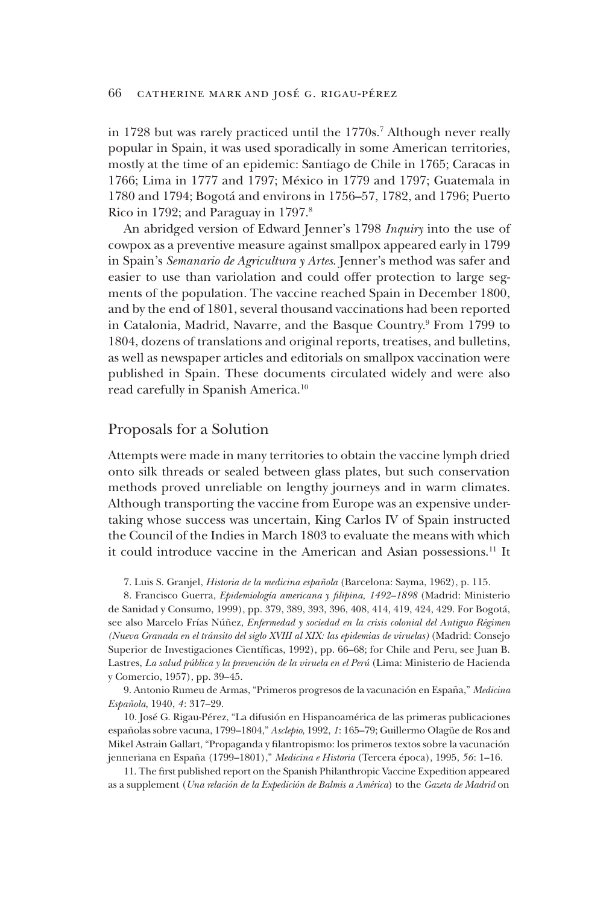in 1728 but was rarely practiced until the 1770s.[7] Although never really popular in Spain, it was used sporadically in some American territories, mostly at the time of an epidemic: Santiago de Chile in 1765; Caracas in 1766; Lima in 1777 and 1797; México in 1779 and 1797; Guatemala in 1780 and 1794; Bogotá and environs in 1756–57, 1782, and 1796; Puerto Rico in 1792; and Paraguay in 1797.[8]

An abridged version of Edward Jenner's 1798 *Inquiry* into the use of cowpox as a preventive measure against smallpox appeared early in 1799 in Spain's *Semanario de Agricultura y Artes*. Jenner's method was safer and easier to use than variolation and could offer protection to large segments of the population. The vaccine reached Spain in December 1800, and by the end of 1801, several thousand vaccinations had been reported in Catalonia, Madrid, Navarre, and the Basque Country.[9] From 1799 to 1804, dozens of translations and original reports, treatises, and bulletins, as well as newspaper articles and editorials on smallpox vaccination were published in Spain. These documents circulated widely and were also read carefully in Spanish America.[10]

## Proposals for a Solution

Attempts were made in many territories to obtain the vaccine lymph dried onto silk threads or sealed between glass plates, but such conservation methods proved unreliable on lengthy journeys and in warm climates. Although transporting the vaccine from Europe was an expensive undertaking whose success was uncertain, King Carlos IV of Spain instructed the Council of the Indies in March 1803 to evaluate the means with which it could introduce vaccine in the American and Asian possessions.[11] It

7. Luis S. Granjel, *Historia de la medicina española* (Barcelona: Sayma, 1962), p. 115.

8. Francisco Guerra, *Epidemiología americana y filipina, 1492–1898* (Madrid: Ministerio de Sanidad y Consumo, 1999), pp. 379, 389, 393, 396, 408, 414, 419, 424, 429. For Bogotá, see also Marcelo Frías Núñez, *Enfermedad y sociedad en la crisis colonial del Antiguo Régimen (Nueva Granada en el tránsito del siglo XVIII al XIX: las epidemias de viruelas)* (Madrid: Consejo Superior de Investigaciones Científicas, 1992), pp. 66–68; for Chile and Peru, see Juan B. Lastres, *La salud pública y la prevención de la viruela en el Perú* (Lima: Ministerio de Hacienda y Comercio, 1957), pp. 39–45.

9. Antonio Rumeu de Armas, "Primeros progresos de la vacunación en España," *Medicina Española*, 1940, *4*: 317–29.

10. José G. Rigau-Pérez, "La difusión en Hispanoamérica de las primeras publicaciones españolas sobre vacuna, 1799–1804," *Asclepio*, 1992, *1*: 165–79; Guillermo Olagüe de Ros and Mikel Astrain Gallart, "Propaganda y filantropismo: los primeros textos sobre la vacunación jenneriana en España (1799–1801)," *Medicina e Historia* (Tercera época), 1995, *56*: 1–16.

11. The first published report on the Spanish Philanthropic Vaccine Expedition appeared as a supplement (*Una relación de la Expedición de Balmis a América*) to the *Gazeta de Madrid* on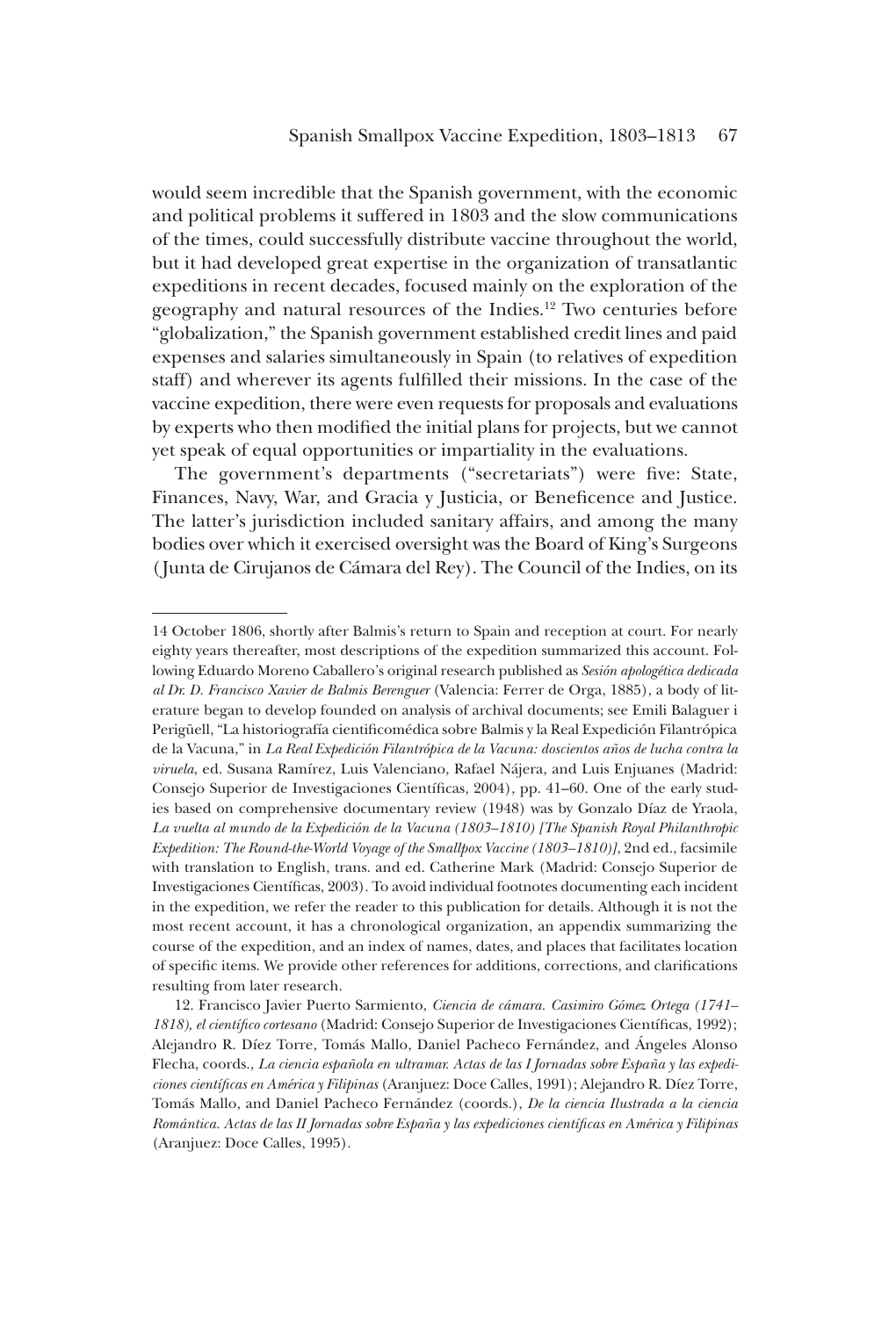would seem incredible that the Spanish government, with the economic and political problems it suffered in 1803 and the slow communications of the times, could successfully distribute vaccine throughout the world, but it had developed great expertise in the organization of transatlantic expeditions in recent decades, focused mainly on the exploration of the geography and natural resources of the Indies.[12] Two centuries before "globalization," the Spanish government established credit lines and paid expenses and salaries simultaneously in Spain (to relatives of expedition staff) and wherever its agents fulfilled their missions. In the case of the vaccine expedition, there were even requests for proposals and evaluations by experts who then modified the initial plans for projects, but we cannot yet speak of equal opportunities or impartiality in the evaluations.

The government's departments ("secretariats") were five: State, Finances, Navy, War, and Gracia y Justicia, or Beneficence and Justice. The latter's jurisdiction included sanitary affairs, and among the many bodies over which it exercised oversight was the Board of King's Surgeons (Junta de Cirujanos de Cámara del Rey). The Council of the Indies, on its

---

14 October 1806, shortly after Balmis's return to Spain and reception at court. For nearly eighty years thereafter, most descriptions of the expedition summarized this account. Following Eduardo Moreno Caballero's original research published as *Sesión apologética dedicada al Dr. D. Francisco Xavier de Balmis Berenguer* (Valencia: Ferrer de Orga, 1885), a body of literature began to develop founded on analysis of archival documents; see Emili Balaguer i Perigüell, "La historiografía cientificomédica sobre Balmis y la Real Expedición Filantrópica de la Vacuna," in *La Real Expedición Filantrópica de la Vacuna: doscientos años de lucha contra la viruela*, ed. Susana Ramírez, Luis Valenciano, Rafael Nájera, and Luis Enjuanes (Madrid: Consejo Superior de Investigaciones Científicas, 2004), pp. 41–60. One of the early studies based on comprehensive documentary review (1948) was by Gonzalo Díaz de Yraola, *La vuelta al mundo de la Expedición de la Vacuna (1803–1810) [The Spanish Royal Philanthropic Expedition: The Round-the-World Voyage of the Smallpox Vaccine (1803–1810)]*, 2nd ed., facsimile with translation to English, trans. and ed. Catherine Mark (Madrid: Consejo Superior de Investigaciones Científicas, 2003). To avoid individual footnotes documenting each incident in the expedition, we refer the reader to this publication for details. Although it is not the most recent account, it has a chronological organization, an appendix summarizing the course of the expedition, and an index of names, dates, and places that facilitates location of specific items. We provide other references for additions, corrections, and clarifications resulting from later research.

12. Francisco Javier Puerto Sarmiento, *Ciencia de cámara. Casimiro Gómez Ortega (1741–1818), el científico cortesano* (Madrid: Consejo Superior de Investigaciones Científicas, 1992); Alejandro R. Díez Torre, Tomás Mallo, Daniel Pacheco Fernández, and Ángeles Alonso Flecha, coords., *La ciencia española en ultramar. Actas de las I Jornadas sobre España y las expediciones científicas en América y Filipinas* (Aranjuez: Doce Calles, 1991); Alejandro R. Díez Torre, Tomás Mallo, and Daniel Pacheco Fernández (coords.), *De la ciencia Ilustrada a la ciencia Romántica. Actas de las II Jornadas sobre España y las expediciones científicas en América y Filipinas* (Aranjuez: Doce Calles, 1995).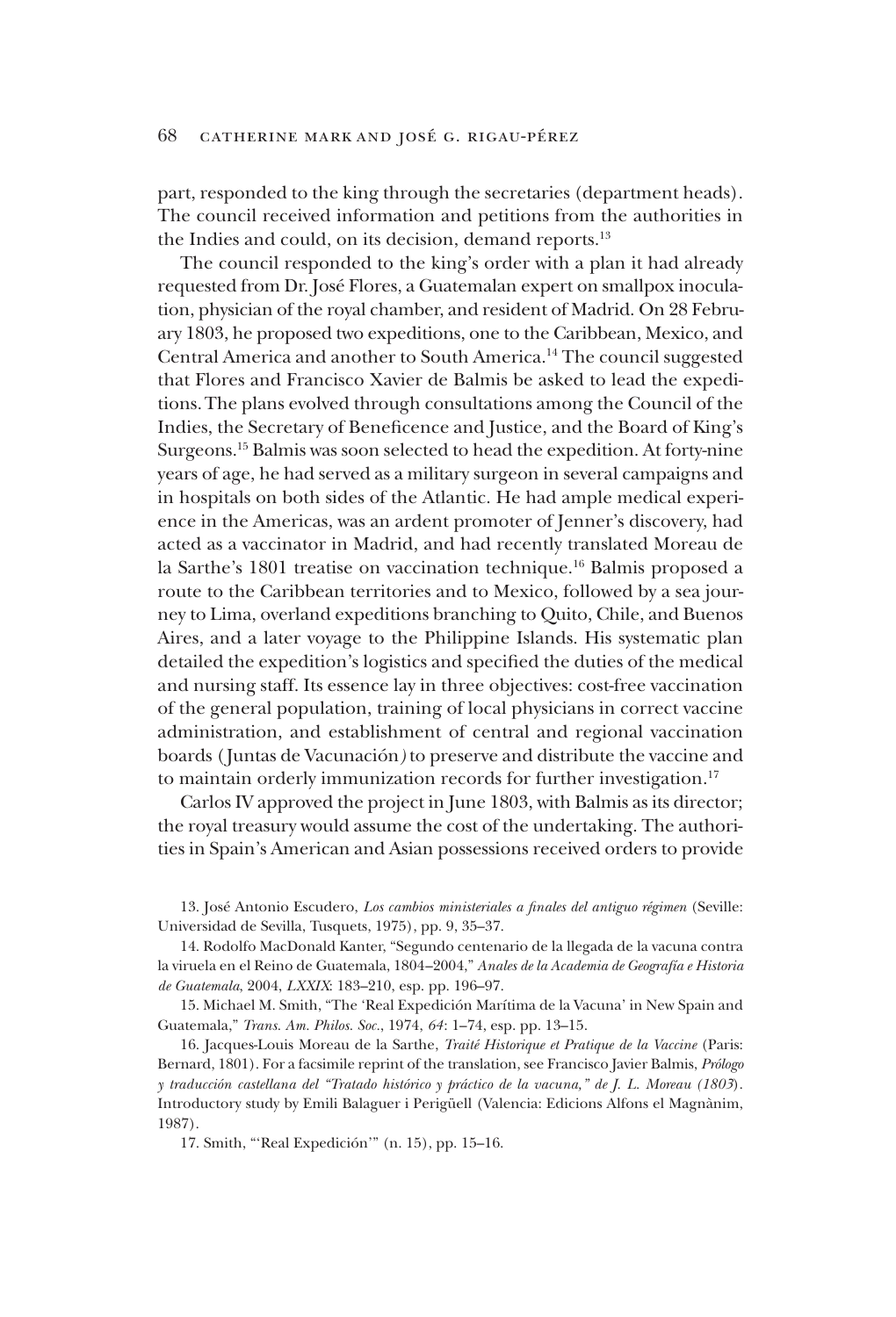part, responded to the king through the secretaries (department heads). The council received information and petitions from the authorities in the Indies and could, on its decision, demand reports.[13]

The council responded to the king's order with a plan it had already requested from Dr. José Flores, a Guatemalan expert on smallpox inoculation, physician of the royal chamber, and resident of Madrid. On 28 February 1803, he proposed two expeditions, one to the Caribbean, Mexico, and Central America and another to South America.[14] The council suggested that Flores and Francisco Xavier de Balmis be asked to lead the expeditions. The plans evolved through consultations among the Council of the Indies, the Secretary of Beneficence and Justice, and the Board of King's Surgeons.[15] Balmis was soon selected to head the expedition. At forty-nine years of age, he had served as a military surgeon in several campaigns and in hospitals on both sides of the Atlantic. He had ample medical experience in the Americas, was an ardent promoter of Jenner's discovery, had acted as a vaccinator in Madrid, and had recently translated Moreau de la Sarthe's 1801 treatise on vaccination technique.[16] Balmis proposed a route to the Caribbean territories and to Mexico, followed by a sea journey to Lima, overland expeditions branching to Quito, Chile, and Buenos Aires, and a later voyage to the Philippine Islands. His systematic plan detailed the expedition's logistics and specified the duties of the medical and nursing staff. Its essence lay in three objectives: cost-free vaccination of the general population, training of local physicians in correct vaccine administration, and establishment of central and regional vaccination boards (*Juntas de Vacunación*) to preserve and distribute the vaccine and to maintain orderly immunization records for further investigation.[17]

Carlos IV approved the project in June 1803, with Balmis as its director; the royal treasury would assume the cost of the undertaking. The authorities in Spain's American and Asian possessions received orders to provide

13. José Antonio Escudero, *Los cambios ministeriales a finales del antiguo régimen* (Seville: Universidad de Sevilla, Tusquets, 1975), pp. 9, 35–37.

14. Rodolfo MacDonald Kanter, "Segundo centenario de la llegada de la vacuna contra la viruela en el Reino de Guatemala, 1804–2004," *Anales de la Academia de Geografía e Historia de Guatemala*, 2004, *LXXIX*: 183–210, esp. pp. 196–97.

15. Michael M. Smith, "The 'Real Expedición Marítima de la Vacuna' in New Spain and Guatemala," *Trans. Am. Philos. Soc.*, 1974, *64*: 1–74, esp. pp. 13–15.

16. Jacques-Louis Moreau de la Sarthe, *Traité Historique et Pratique de la Vaccine* (Paris: Bernard, 1801). For a facsimile reprint of the translation, see Francisco Javier Balmis, *Prólogo y traducción castellana del "Tratado histórico y práctico de la vacuna," de J. L. Moreau (1803)*. Introductory study by Emili Balaguer i Perigüell (Valencia: Edicions Alfons el Magnànim, 1987).

17. Smith, "'Real Expedición'" (n. 15), pp. 15–16.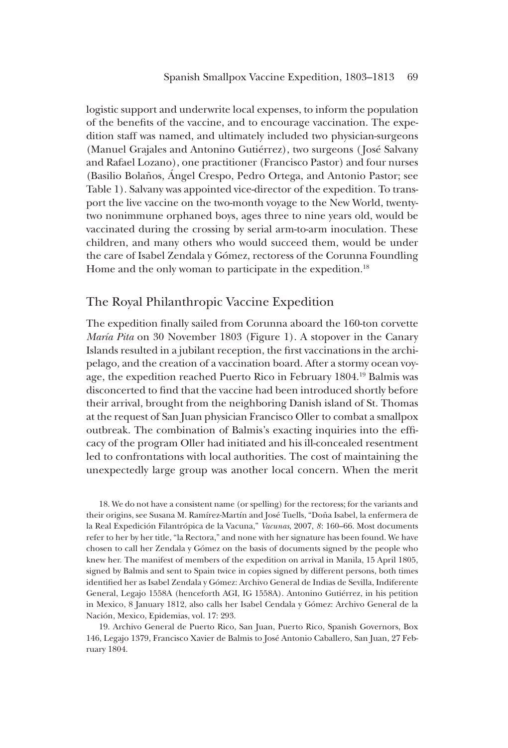logistic support and underwrite local expenses, to inform the population of the benefits of the vaccine, and to encourage vaccination. The expedition staff was named, and ultimately included two physician-surgeons (Manuel Grajales and Antonino Gutiérrez), two surgeons (José Salvany and Rafael Lozano), one practitioner (Francisco Pastor) and four nurses (Basilio Bolaños, Ángel Crespo, Pedro Ortega, and Antonio Pastor; see Table 1). Salvany was appointed vice-director of the expedition. To transport the live vaccine on the two-month voyage to the New World, twenty-two nonimmune orphaned boys, ages three to nine years old, would be vaccinated during the crossing by serial arm-to-arm inoculation. These children, and many others who would succeed them, would be under the care of Isabel Zendala y Gómez, rectoress of the Corunna Foundling Home and the only woman to participate in the expedition.[18]

## The Royal Philanthropic Vaccine Expedition

The expedition finally sailed from Corunna aboard the 160-ton corvette *María Pita* on 30 November 1803 (Figure 1). A stopover in the Canary Islands resulted in a jubilant reception, the first vaccinations in the archipelago, and the creation of a vaccination board. After a stormy ocean voyage, the expedition reached Puerto Rico in February 1804.[19] Balmis was disconcerted to find that the vaccine had been introduced shortly before their arrival, brought from the neighboring Danish island of St. Thomas at the request of San Juan physician Francisco Oller to combat a smallpox outbreak. The combination of Balmis's exacting inquiries into the efficacy of the program Oller had initiated and his ill-concealed resentment led to confrontations with local authorities. The cost of maintaining the unexpectedly large group was another local concern. When the merit

18. We do not have a consistent name (or spelling) for the rectoress; for the variants and their origins, see Susana M. Ramírez-Martín and José Tuells, "Doña Isabel, la enfermera de la Real Expedición Filantrópica de la Vacuna," *Vacunas*, 2007, *8*: 160–66. Most documents refer to her by her title, "la Rectora," and none with her signature has been found. We have chosen to call her Zendala y Gómez on the basis of documents signed by the people who knew her. The manifest of members of the expedition on arrival in Manila, 15 April 1805, signed by Balmis and sent to Spain twice in copies signed by different persons, both times identified her as Isabel Zendala y Gómez: Archivo General de Indias de Sevilla, Indiferente General, Legajo 1558A (henceforth AGI, IG 1558A). Antonino Gutiérrez, in his petition in Mexico, 8 January 1812, also calls her Isabel Cendala y Gómez: Archivo General de la Nación, Mexico, Epidemias, vol. 17: 293.

19. Archivo General de Puerto Rico, San Juan, Puerto Rico, Spanish Governors, Box 146, Legajo 1379, Francisco Xavier de Balmis to José Antonio Caballero, San Juan, 27 February 1804.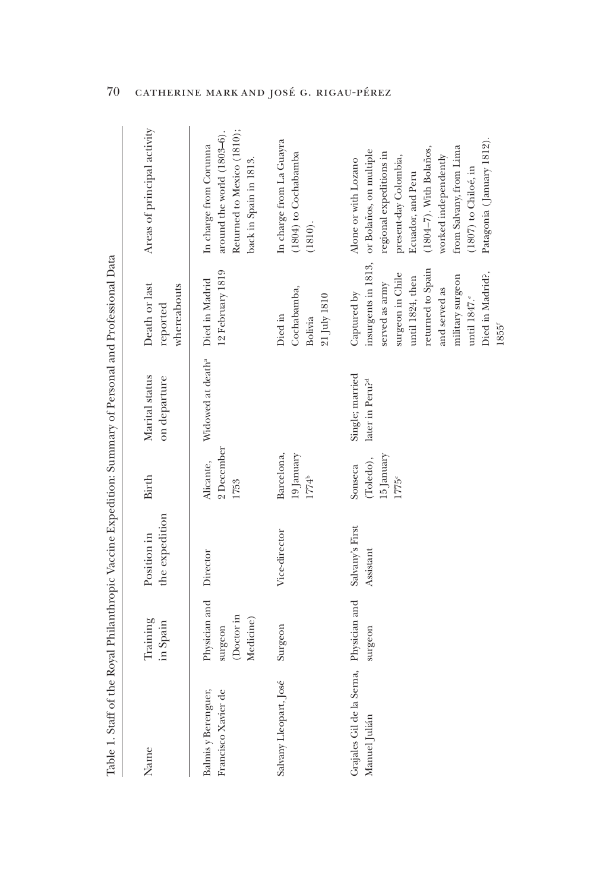Table 1. Staff of the Royal Philanthropic Vaccine Expedition: Summary of Personal and Professional Data

| Name | Training in Spain | Position in the expedition | Birth | Marital status on departure | Death or last reported whereabouts | Areas of principal activity |
|---|---|---|---|---|---|---|
| Balmis y Berenguer, Francisco Xavier de | Physician and surgeon (Doctor in Medicine) | Director | Alicante, 2 December 1753 | Widowed at death[a] | Died in Madrid 12 February 1819 | In charge from Corunna around the world (1803–6). Returned to Mexico (1810); back in Spain in 1813. |
| Salvany Lleopart, José | Surgeon | Vice-director | Barcelona, 19 January 1774[b] | | Died in Cochabamba, Bolivia 21 July 1810 | In charge from La Guayra (1804) to Cochabamba (1810). |
| Grajales Gil de la Serna, Manuel Julián | Physician and surgeon | Salvany's First Assistant | Sonseca (Toledo), 15 January 1775[c] | Single; married later in Peru?[d] | Captured by insurgents in 1813, served as army surgeon in Chile until 1824, then returned to Spain and served as military surgeon until 1847.[e] Died in Madrid?, 1855[f] | Alone or with Lozano or Bolaños, on multiple regional expeditions in present-day Colombia, Ecuador, and Peru (1804–7). With Bolaños, worked independently from Salvany, from Lima (1807) to Chiloé, in Patagonia (January 1812). |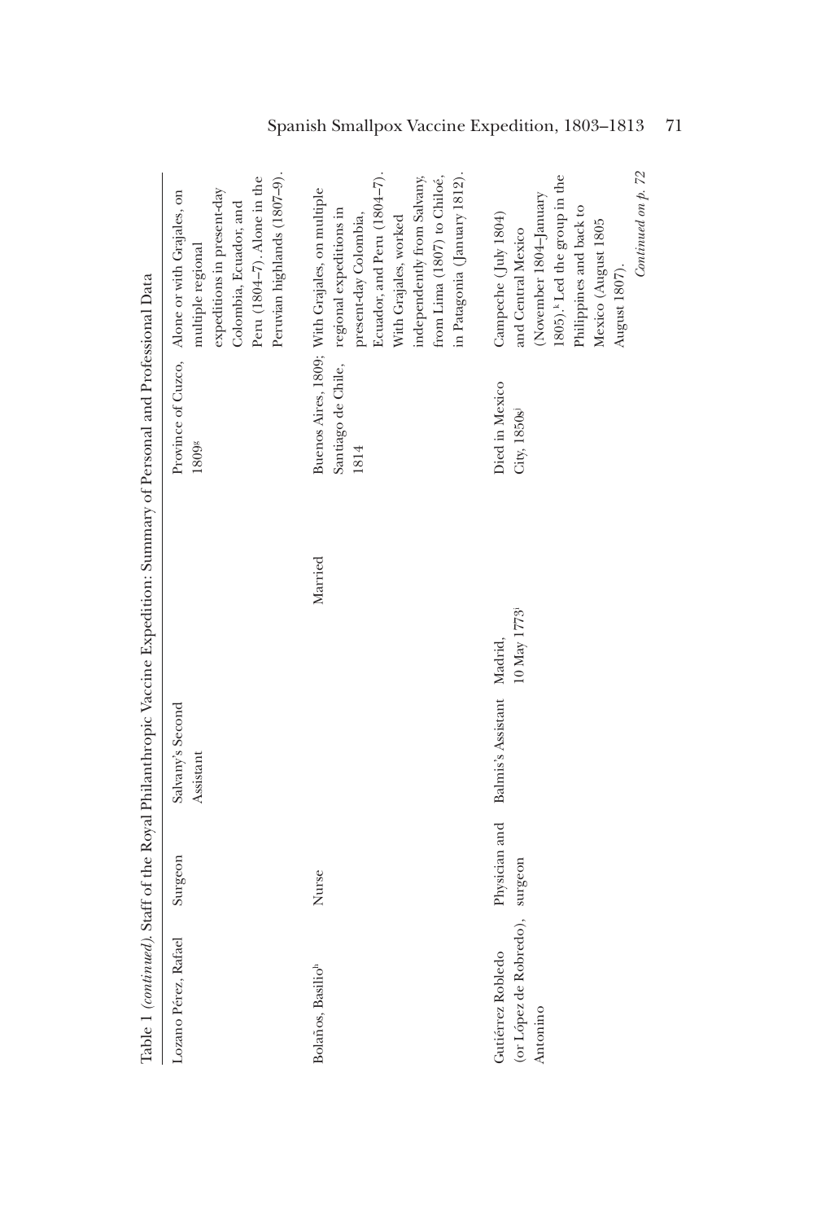Table 1 *(continued).* Staff of the Royal Philanthropic Vaccine Expedition: Summary of Personal and Professional Data

| | | | | | | |
|---|---|---|---|---|---|---|
| Lozano Pérez, Rafael | Surgeon | Salvany's Second Assistant | | | Province of Cuzco, 1809[g] | Alone or with Grajales, on multiple regional expeditions in present-day Colombia, Ecuador, and Peru (1804–7). Alone in the Peruvian highlands (1807–9). |
| Bolaños, Basilio[h] | Nurse | | | Married | Buenos Aires, 1809; Santiago de Chile, 1814 | With Grajales, on multiple regional expeditions in present-day Colombia, Ecuador, and Peru (1804–7). With Grajales, worked independently from Salvany, from Lima (1807) to Chiloé, in Patagonia (January 1812). |
| Gutiérrez Robledo (or López de Robredo), Antonino | Physician and surgeon | Balmis's Assistant | Madrid, 10 May 1773[i] | | Died in Mexico City, 1850s[j] | Campeche (July 1804) and Central Mexico (November 1804–January 1805).[k] Led the group in the Philippines and back to Mexico (August 1805–August 1807). |

*Continued on p. 72*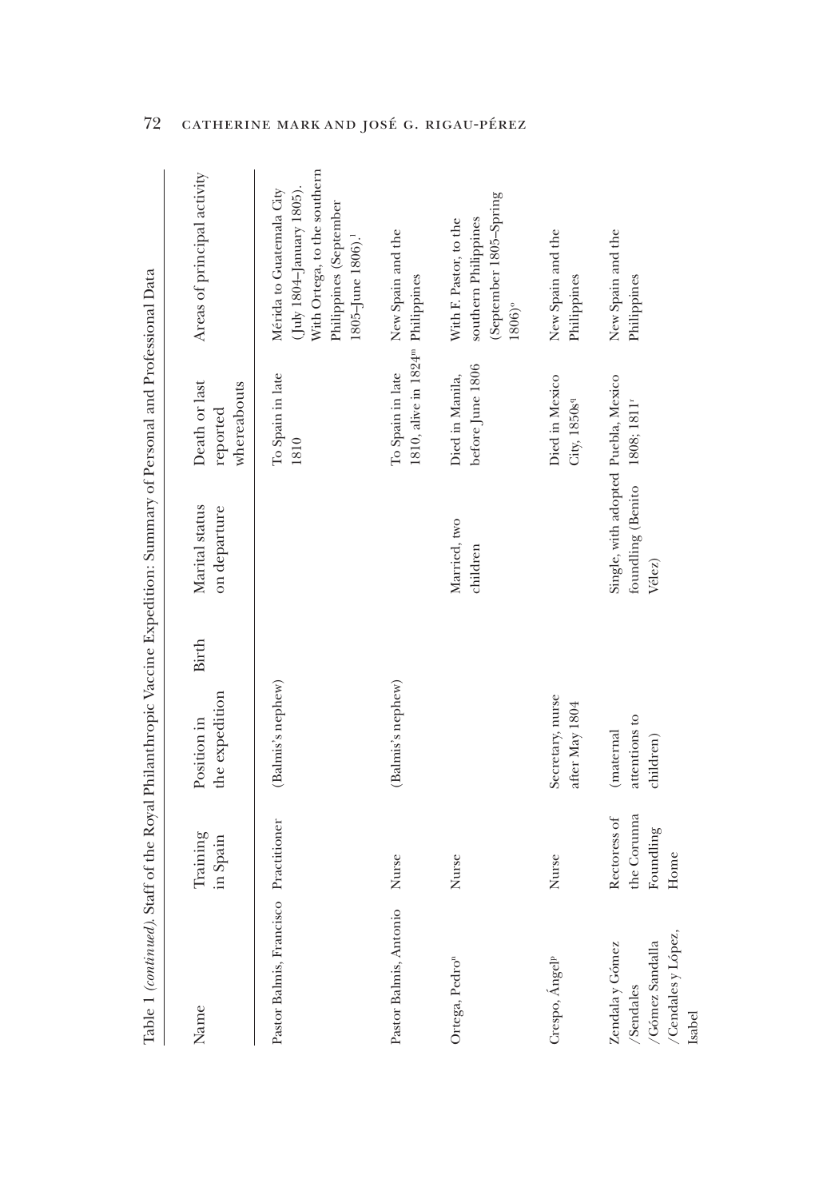Table 1 *(continued)*. Staff of the Royal Philanthropic Vaccine Expedition: Summary of Personal and Professional Data

| Name | Training in Spain | Position in the expedition | Birth | Marital status on departure | Death or last reported whereabouts | Areas of principal activity |
|---|---|---|---|---|---|---|
| Pastor Balmis, Francisco | Practitioner | (Balmis's nephew) | | | To Spain in late 1810 | Mérida to Guatemala City (July 1804–January 1805). With Ortega, to the southern Philippines (September 1805–June 1806).[l] |
| Pastor Balmis, Antonio | Nurse | (Balmis's nephew) | | | To Spain in late 1810, alive in 1824[m] | New Spain and the Philippines |
| Ortega, Pedro[n] | Nurse | | | Married, two children | Died in Manila, before June 1806 | With F. Pastor, to the southern Philippines (September 1805–Spring 1806)[o] |
| Crespo, Ángel[p] | Nurse | Secretary, nurse after May 1804 | | | Died in Mexico City, 1850s[q] | New Spain and the Philippines |
| Zendala y Gómez /Sendales /Gómez Sandalla /Cendales y López, Isabel | Rectoress of the Corunna Foundling Home | (maternal attentions to children) | | Single, with adopted foundling (Benito Vélez) | Puebla, Mexico 1808; 1811[r] | New Spain and the Philippines |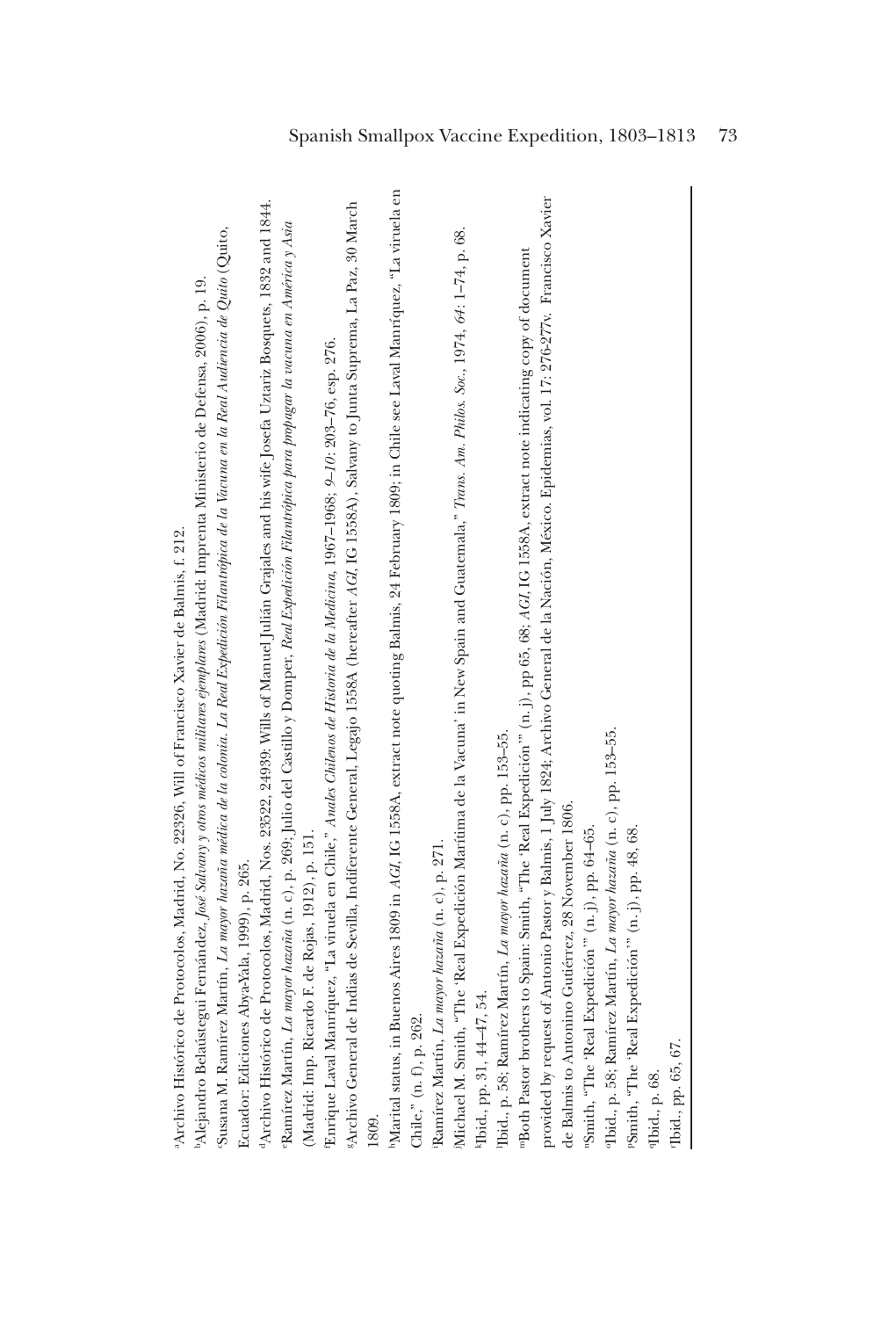[a]Archivo Histórico de Protocolos, Madrid, No. 22326, Will of Francisco Xavier de Balmis, f. 212.

[b]Alejandro Belaústegui Fernández, *José Salvany y otros médicos militares ejemplares* (Madrid: Imprenta Ministerio de Defensa, 2006), p. 19.

[c]Susana M. Ramírez Martín, *La mayor hazaña médica de la colonia. La Real Expedición Filantrópica de la Vacuna en la Real Audiencia de Quito* (Quito, Ecuador: Ediciones Abya-Yala, 1999), p. 265.

[d]Archivo Histórico de Protocolos, Madrid, Nos. 23522, 24939: Wills of Manuel Julián Grajales and his wife Josefa Uztariz Bosquets, 1832 and 1844.

[e]Ramírez Martín, *La mayor hazaña* (n. c), p. 269; Julio del Castillo y Domper, *Real Expedición Filantrópica para propagar la vacuna en América y Asia* (Madrid: Imp. Ricardo F. de Rojas, 1912), p. 151.

[f]Enrique Laval Manríquez, "La viruela en Chile," *Anales Chilenos de Historia de la Medicina*, 1967–1968; *9–10*: 203–76, esp. 276.

[g]Archivo General de Indias de Sevilla, Indiferente General, Legajo 1558A (hereafter *AGI*, IG 1558A), Salvany to Junta Suprema, La Paz, 30 March 1809.

[h]Marital status, in Buenos Aires 1809 in *AGI*, IG 1558A, extract note quoting Balmis, 24 February 1809; in Chile see Laval Manríquez, "La viruela en Chile," (n. f), p. 262.

[i]Ramírez Martín, *La mayor hazaña* (n. c), p. 271.

[j]Michael M. Smith, "The 'Real Expedición Marítima de la Vacuna' in New Spain and Guatemala," *Trans. Am. Philos. Soc.*, 1974, *64*: 1–74, p. 68.

[k]Ibid., pp. 31, 44–47, 54.

[l]Ibid., p. 58; Ramírez Martín, *La mayor hazaña* (n. c), pp. 153–55.

[m]Both Pastor brothers to Spain: Smith, "The 'Real Expedición'" (n. j), pp 65, 68; *AGI*, IG 1558A, extract note indicating copy of document provided by request of Antonio Pastor y Balmis, 1 July 1824; Archivo General de la Nación, México. Epidemias, vol. 17: 276-277v. Francisco Xavier de Balmis to Antonino Gutiérrez, 28 November 1806.

[n]Smith, "The 'Real Expedición'" (n. j), pp. 64–65.

[o]Ibid., p. 58; Ramírez Martín, *La mayor hazaña* (n. c), pp. 153–55.

[p]Smith, "The 'Real Expedición'" (n. j), pp. 48, 68.

[q]Ibid., p. 68.

[r]Ibid., pp. 65, 67.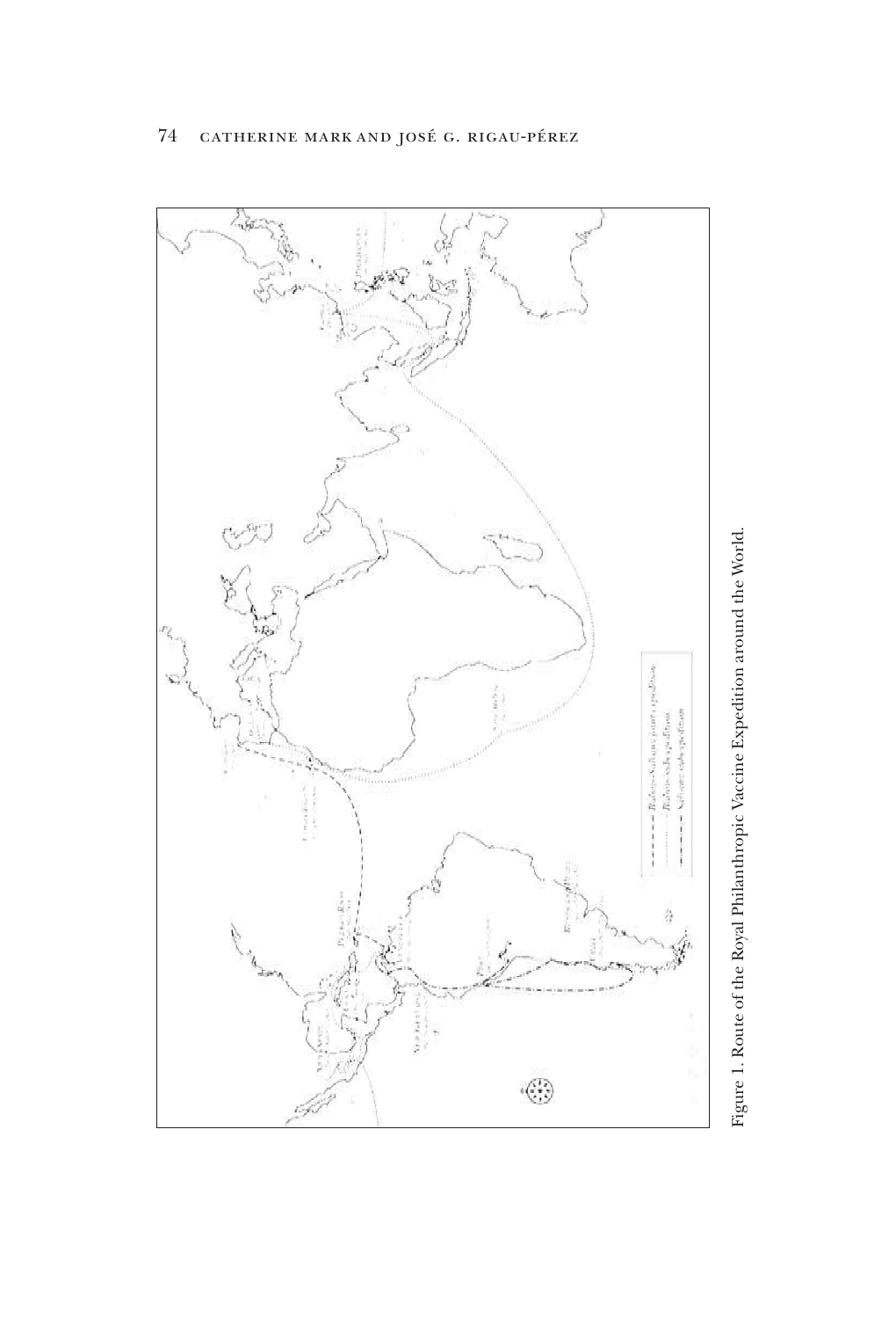Figure 1. Route of the Royal Philanthropic Vaccine Expedition around the World.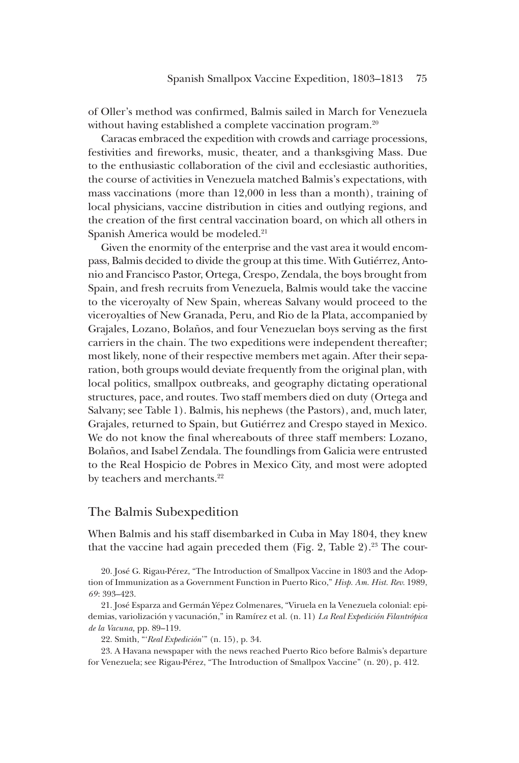of Oller's method was confirmed, Balmis sailed in March for Venezuela without having established a complete vaccination program.[20]

Caracas embraced the expedition with crowds and carriage processions, festivities and fireworks, music, theater, and a thanksgiving Mass. Due to the enthusiastic collaboration of the civil and ecclesiastic authorities, the course of activities in Venezuela matched Balmis's expectations, with mass vaccinations (more than 12,000 in less than a month), training of local physicians, vaccine distribution in cities and outlying regions, and the creation of the first central vaccination board, on which all others in Spanish America would be modeled.[21]

Given the enormity of the enterprise and the vast area it would encompass, Balmis decided to divide the group at this time. With Gutiérrez, Antonio and Francisco Pastor, Ortega, Crespo, Zendala, the boys brought from Spain, and fresh recruits from Venezuela, Balmis would take the vaccine to the viceroyalty of New Spain, whereas Salvany would proceed to the viceroyalties of New Granada, Peru, and Rio de la Plata, accompanied by Grajales, Lozano, Bolaños, and four Venezuelan boys serving as the first carriers in the chain. The two expeditions were independent thereafter; most likely, none of their respective members met again. After their separation, both groups would deviate frequently from the original plan, with local politics, smallpox outbreaks, and geography dictating operational structures, pace, and routes. Two staff members died on duty (Ortega and Salvany; see Table 1). Balmis, his nephews (the Pastors), and, much later, Grajales, returned to Spain, but Gutiérrez and Crespo stayed in Mexico. We do not know the final whereabouts of three staff members: Lozano, Bolaños, and Isabel Zendala. The foundlings from Galicia were entrusted to the Real Hospicio de Pobres in Mexico City, and most were adopted by teachers and merchants.[22]

## The Balmis Subexpedition

When Balmis and his staff disembarked in Cuba in May 1804, they knew that the vaccine had again preceded them (Fig. 2, Table 2).[23] The cour-

20. José G. Rigau-Pérez, "The Introduction of Smallpox Vaccine in 1803 and the Adoption of Immunization as a Government Function in Puerto Rico," *Hisp. Am. Hist. Rev.* 1989, *69*: 393–423.

21. José Esparza and Germán Yépez Colmenares, "Viruela en la Venezuela colonial: epidemias, variolización y vacunación," in Ramírez et al. (n. 11) *La Real Expedición Filantrópica de la Vacuna,* pp. 89–119.

22. Smith, "'*Real Expedición*'" (n. 15), p. 34.

23. A Havana newspaper with the news reached Puerto Rico before Balmis's departure for Venezuela; see Rigau-Pérez, "The Introduction of Smallpox Vaccine" (n. 20), p. 412.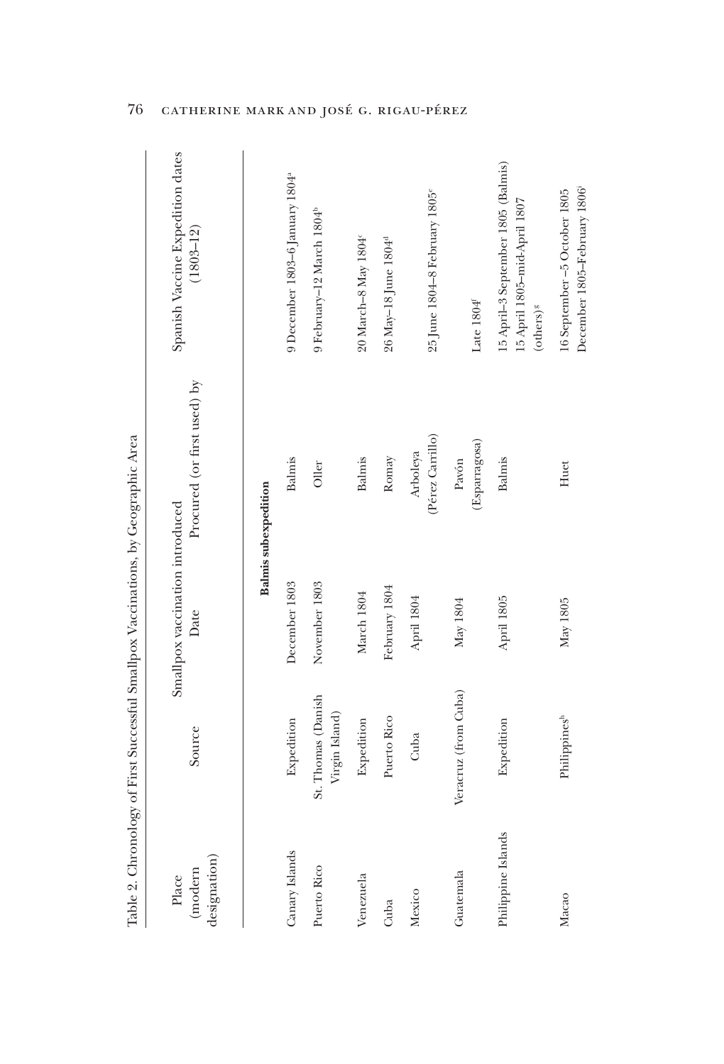Table 2. Chronology of First Successful Smallpox Vaccinations, by Geographic Area

| Place (modern designation) | Source | Smallpox vaccination introduced Date | Procured (or first used) by | Spanish Vaccine Expedition dates (1803–12) |
|---|---|---|---|---|
| **Balmis subexpedition** | | | | |
| Canary Islands | Expedition | December 1803 | Balmis | 9 December 1803–6 January 1804[a] |
| Puerto Rico | St. Thomas (Danish Virgin Island) | November 1803 | Oller | 9 February–12 March 1804[b] |
| Venezuela | Expedition | March 1804 | Balmis | 20 March–8 May 1804[c] |
| Cuba | Puerto Rico | February 1804 | Romay | 26 May–18 June 1804[d] |
| Mexico | Cuba | April 1804 | Arboleya (Pérez Carrillo) | 25 June 1804–8 February 1805[e] |
| Guatemala | Veracruz (from Cuba) | May 1804 | Pavón (Esparragosa) | Late 1804[f] |
| Philippine Islands | Expedition | April 1805 | Balmis | 15 April–3 September 1805 (Balmis) 15 April 1805–mid-April 1807 (others)[g] |
| Macao | Philippines[h] | May 1805 | Huet | 16 September –5 October 1805 December 1805–February 1806[i] |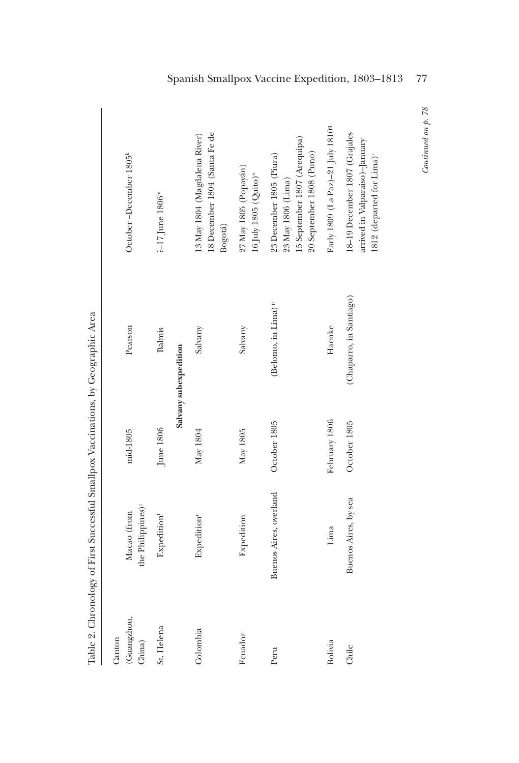Table 2. Chronology of First Successful Smallpox Vaccinations, by Geographic Area

| | | | | |
|---|---|---|---|---|
| Canton (Guangzhou, China) | Macao (from the Philippines)[j] | mid-1805 | Pearson | October–December 1805[k] |
| St. Helena | Expedition[l] | June 1806 | Balmis | ?–17 June 1806[m] |
| | | **Salvany subexpedition** | | |
| Colombia | Expedition[n] | May 1804 | Salvany | 13 May 1804 (Magdalena River) 18 December 1804 (Santa Fe de Bogotá) |
| Ecuador | Expedition | May 1805 | Salvany | 27 May 1805 (Popayán) 16 July 1805 (Quito)[o] |
| Peru | Buenos Aires, overland | October 1805 | (Belomo, in Lima)[p] | 23 December 1805 (Piura) 23 May 1806 (Lima) 15 September 1807 (Arequipa) 20 September 1808 (Puno) |
| Bolivia | Lima | February 1806 | Haenke | Early 1809 (La Paz)–21 July 1810[q] |
| Chile | Buenos Aires, by sea | October 1805 | (Chaparro, in Santiago) | 18–19 December 1807 (Grajales arrived in Valparaíso)–January 1812 (departed for Lima)[r] |

*Continued on p. 78*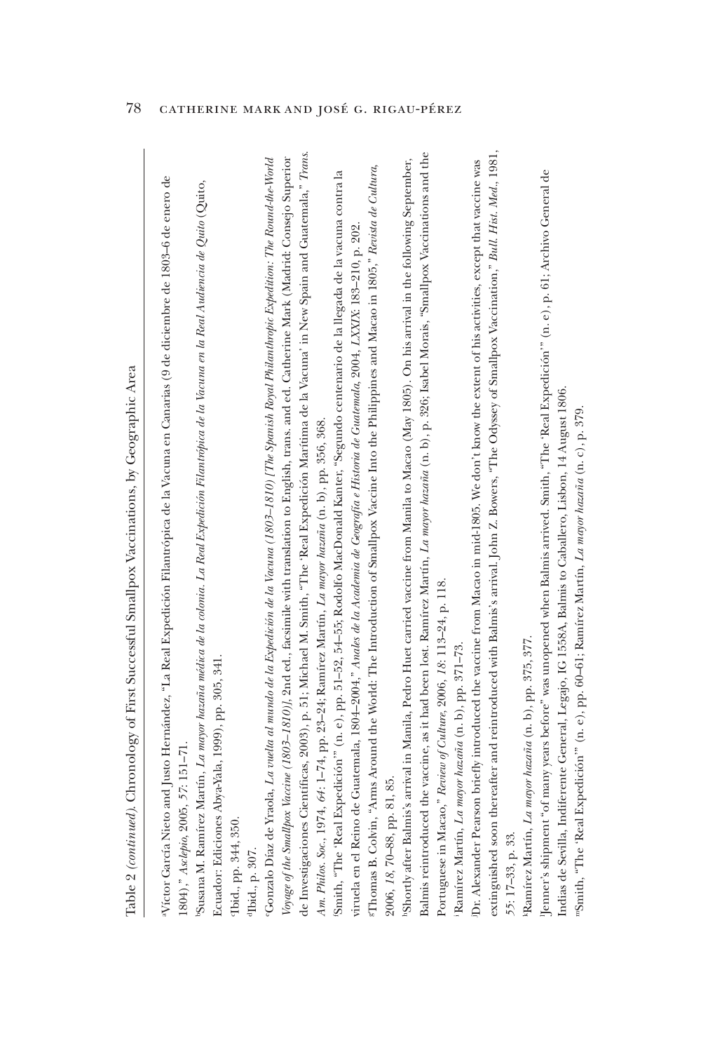Table 2 *(continued)*. Chronology of First Successful Smallpox Vaccinations, by Geographic Area

[a]Víctor García Nieto and Justo Hernández, "La Real Expedición Filantrópica de la Vacuna en Canarias (9 de diciembre de 1803–6 de enero de 1804)," *Asclepio*, 2005, *57*: 151–71.

[b]Susana M. Ramírez Martín, *La mayor hazaña médica de la colonia. La Real Expedición Filantrópica de la Vacuna en la Real Audiencia de Quito* (Quito, Ecuador: Ediciones Abya-Yala, 1999), pp. 305, 341.

[c]Ibid., pp. 344, 350.

[d]Ibid., p. 307.

[e]Gonzalo Díaz de Yraola, *La vuelta al mundo de la Expedición de la Vacuna (1803–1810) [The Spanish Royal Philanthropic Expedition: The Round-the-World Voyage of the Smallpox Vaccine (1803–1810)]*, 2nd ed., facsimile with translation to English, trans. and ed. Catherine Mark (Madrid: Consejo Superior de Investigaciones Científicas, 2003), p. 51; Michael M. Smith, "The 'Real Expedición Marítima de la Vacuna' in New Spain and Guatemala," *Trans. Am. Philos. Soc.*, 1974, *64*: 1–74, pp. 23–24; Ramírez Martín, *La mayor hazaña* (n. b), pp. 356, 368.

[f]Smith, "The 'Real Expedición'" (n. e), pp. 51–52, 54–55; Rodolfo MacDonald Kanter, "Segundo centenario de la llegada de la vacuna contra la viruela en el Reino de Guatemala, 1804–2004," *Anales de la Academia de Geografía e Historia de Guatemala*, 2004, *LXXIX*: 183–210, p. 202.

[g]Thomas B. Colvin, "Arms Around the World: The Introduction of Smallpox Vaccine Into the Philippines and Macao in 1805," *Revista de Cultura*, 2006, *18*, 70–88, pp. 81, 85.

[h]Shortly after Balmis's arrival in Manila, Pedro Huet carried vaccine from Manila to Macao (May 1805). On his arrival in the following September, Balmis reintroduced the vaccine, as it had been lost. Ramírez Martín, *La mayor hazaña* (n. b), p. 326; Isabel Morais, "Smallpox Vaccinations and the Portuguese in Macao," *Review of Culture*, 2006, *18*: 113–24, p. 118.

[i]Ramírez Martín, *La mayor hazaña* (n. b), pp. 371–73.

[j]Dr. Alexander Pearson briefly introduced the vaccine from Macao in mid-1805. We don't know the extent of his activities, except that vaccine was extinguished soon thereafter and reintroduced with Balmis's arrival. John Z. Bowers, "The Odyssey of Smallpox Vaccination," *Bull. Hist. Med.*, 1981, *55*: 17–33, p. 33.

[k]Ramírez Martín, *La mayor hazaña* (n. b), pp. 375, 377.

[l]Jenner's shipment "of many years before" was unopened when Balmis arrived. Smith, "The 'Real Expedición'" (n. e), p. 61; Archivo General de Indias de Sevilla, Indiferente General, Legajo, IG 1558A, Balmis to Caballero, Lisbon, 14 August 1806.

[m]Smith, "The 'Real Expedición'" (n. e), pp. 60–61; Ramírez Martín, *La mayor hazaña* (n. c), p. 379.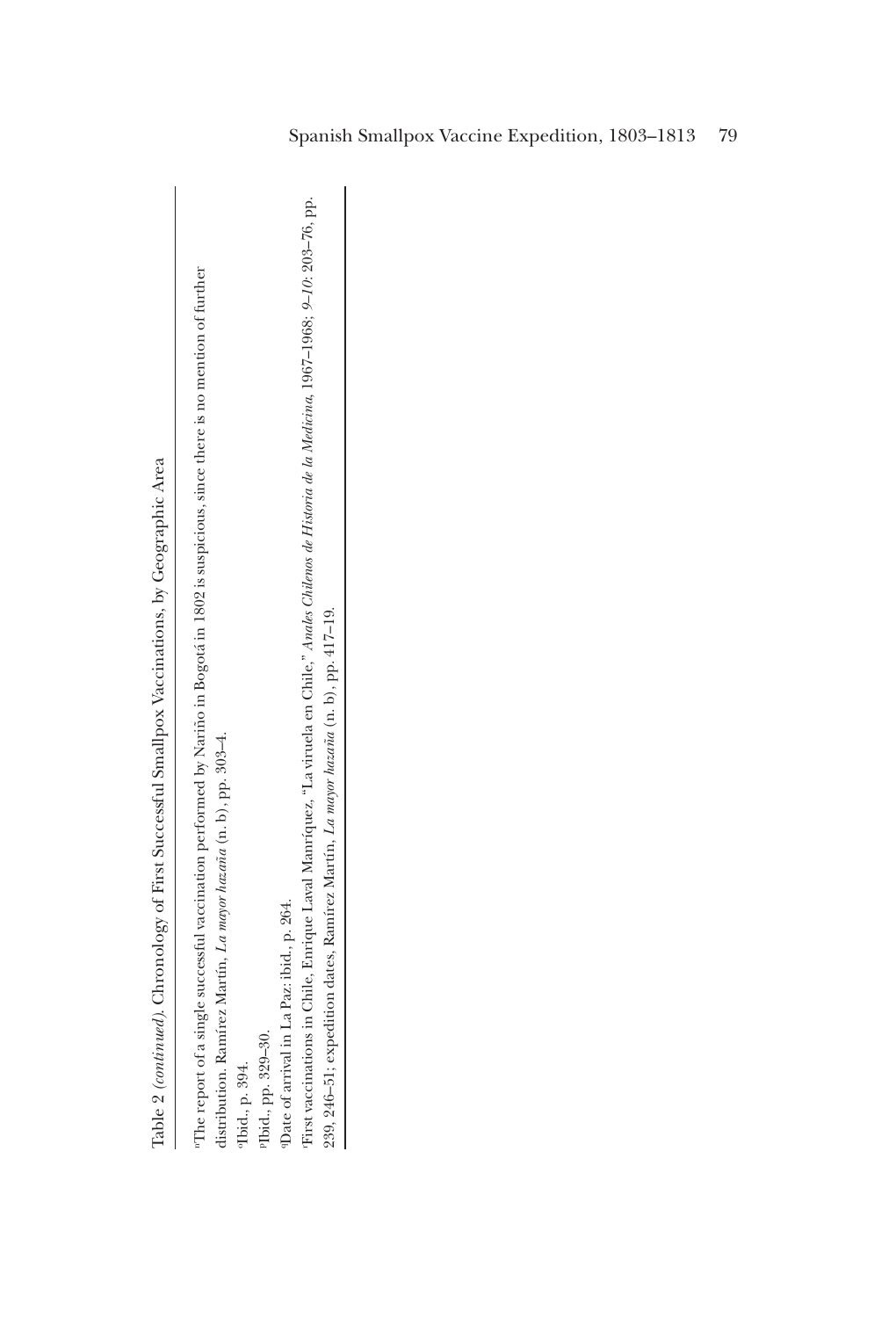Table 2 *(continued)*. Chronology of First Successful Smallpox Vaccinations, by Geographic Area

[n]The report of a single successful vaccination performed by Nariño in Bogotá in 1802 is suspicious, since there is no mention of further distribution. Ramírez Martín, *La mayor hazaña* (n. b), pp. 303–4.

[o]Ibid., p. 394.

[p]Ibid., pp. 329–30.

[q]Date of arrival in La Paz: ibid., p. 264.

[r]First vaccinations in Chile, Enrique Laval Manríquez, "La viruela en Chile," *Anales Chilenos de Historia de la Medicina*, 1967–1968; *9–10*: 203–76, pp. 239, 246–51; expedition dates, Ramírez Martín, *La mayor hazaña* (n. b), pp. 417–19.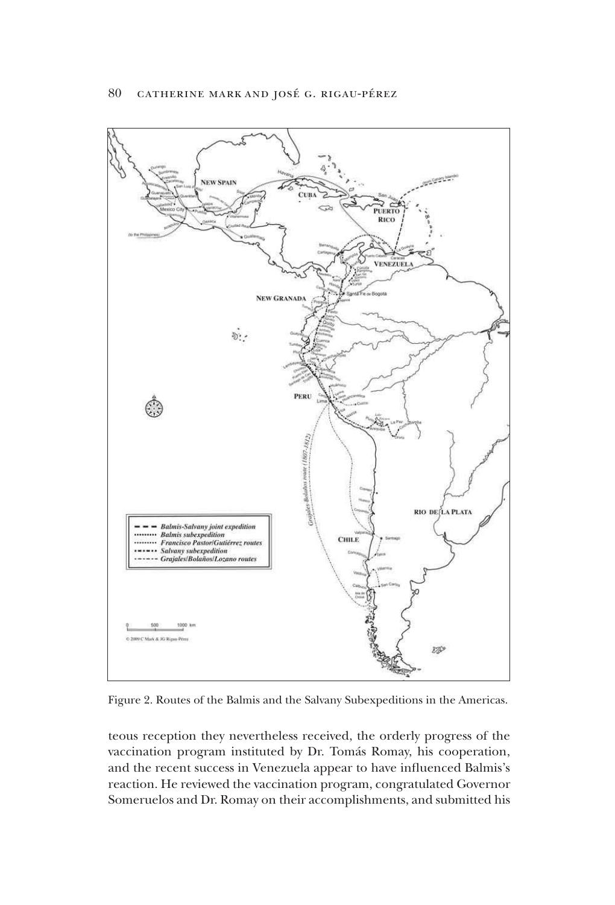Figure 2. Routes of the Balmis and the Salvany Subexpeditions in the Americas.

teous reception they nevertheless received, the orderly progress of the vaccination program instituted by Dr. Tomás Romay, his cooperation, and the recent success in Venezuela appear to have influenced Balmis's reaction. He reviewed the vaccination program, congratulated Governor Someruelos and Dr. Romay on their accomplishments, and submitted his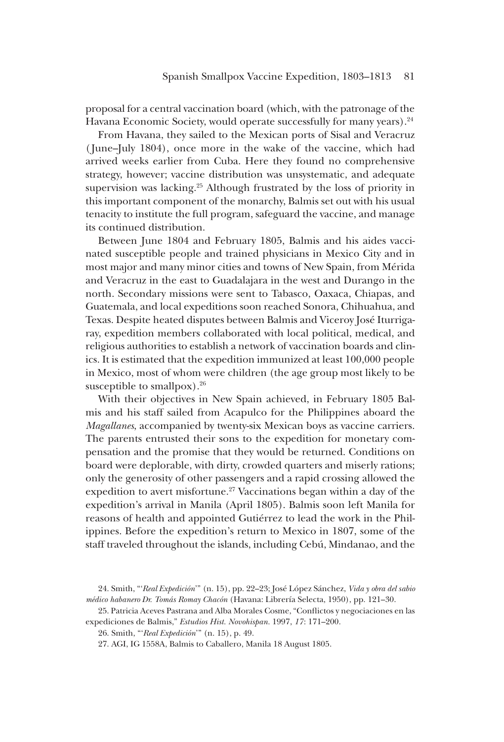proposal for a central vaccination board (which, with the patronage of the Havana Economic Society, would operate successfully for many years).[24]

From Havana, they sailed to the Mexican ports of Sisal and Veracruz (June–July 1804), once more in the wake of the vaccine, which had arrived weeks earlier from Cuba. Here they found no comprehensive strategy, however; vaccine distribution was unsystematic, and adequate supervision was lacking.[25] Although frustrated by the loss of priority in this important component of the monarchy, Balmis set out with his usual tenacity to institute the full program, safeguard the vaccine, and manage its continued distribution.

Between June 1804 and February 1805, Balmis and his aides vaccinated susceptible people and trained physicians in Mexico City and in most major and many minor cities and towns of New Spain, from Mérida and Veracruz in the east to Guadalajara in the west and Durango in the north. Secondary missions were sent to Tabasco, Oaxaca, Chiapas, and Guatemala, and local expeditions soon reached Sonora, Chihuahua, and Texas. Despite heated disputes between Balmis and Viceroy José Iturrigaray, expedition members collaborated with local political, medical, and religious authorities to establish a network of vaccination boards and clinics. It is estimated that the expedition immunized at least 100,000 people in Mexico, most of whom were children (the age group most likely to be susceptible to smallpox).[26]

With their objectives in New Spain achieved, in February 1805 Balmis and his staff sailed from Acapulco for the Philippines aboard the *Magallanes*, accompanied by twenty-six Mexican boys as vaccine carriers. The parents entrusted their sons to the expedition for monetary compensation and the promise that they would be returned. Conditions on board were deplorable, with dirty, crowded quarters and miserly rations; only the generosity of other passengers and a rapid crossing allowed the expedition to avert misfortune.[27] Vaccinations began within a day of the expedition's arrival in Manila (April 1805). Balmis soon left Manila for reasons of health and appointed Gutiérrez to lead the work in the Philippines. Before the expedition's return to Mexico in 1807, some of the staff traveled throughout the islands, including Cebú, Mindanao, and the

24. Smith, "'*Real Expedición*'" (n. 15), pp. 22–23; José López Sánchez, *Vida y obra del sabio médico habanero Dr. Tomás Romay Chacón* (Havana: Librería Selecta, 1950), pp. 121–30.

25. Patricia Aceves Pastrana and Alba Morales Cosme, "Conflictos y negociaciones en las expediciones de Balmis," *Estudios Hist. Novohispan.* 1997, *17*: 171–200.

26. Smith, "'*Real Expedición*'" (n. 15), p. 49.

27. AGI, IG 1558A, Balmis to Caballero, Manila 18 August 1805.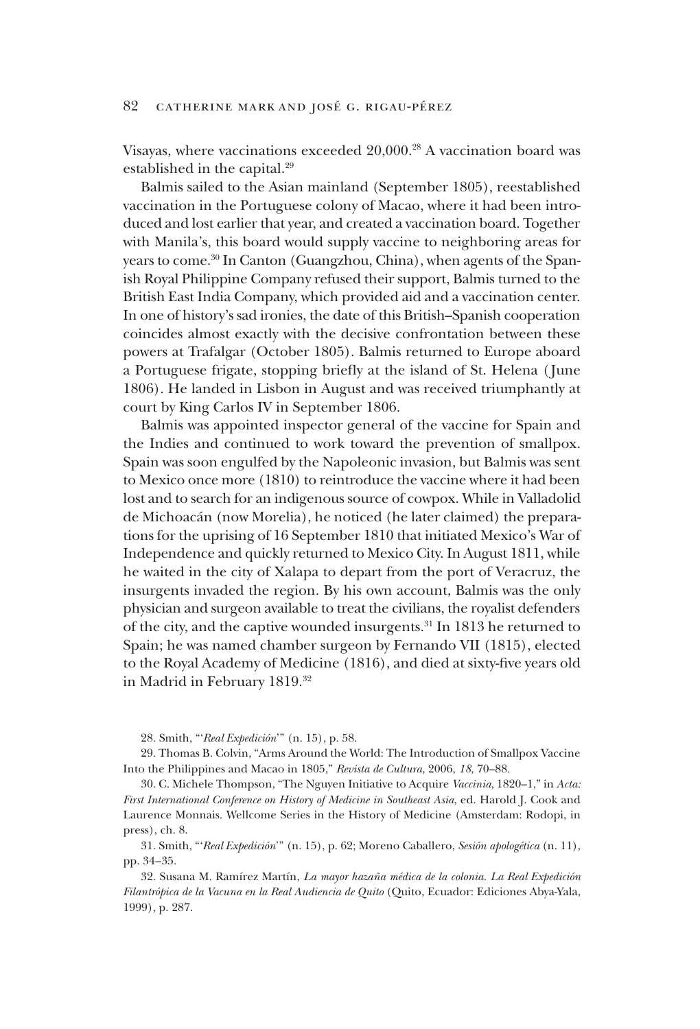Visayas, where vaccinations exceeded 20,000.[28] A vaccination board was established in the capital.[29]

Balmis sailed to the Asian mainland (September 1805), reestablished vaccination in the Portuguese colony of Macao, where it had been introduced and lost earlier that year, and created a vaccination board. Together with Manila's, this board would supply vaccine to neighboring areas for years to come.[30] In Canton (Guangzhou, China), when agents of the Spanish Royal Philippine Company refused their support, Balmis turned to the British East India Company, which provided aid and a vaccination center. In one of history's sad ironies, the date of this British–Spanish cooperation coincides almost exactly with the decisive confrontation between these powers at Trafalgar (October 1805). Balmis returned to Europe aboard a Portuguese frigate, stopping briefly at the island of St. Helena (June 1806). He landed in Lisbon in August and was received triumphantly at court by King Carlos IV in September 1806.

Balmis was appointed inspector general of the vaccine for Spain and the Indies and continued to work toward the prevention of smallpox. Spain was soon engulfed by the Napoleonic invasion, but Balmis was sent to Mexico once more (1810) to reintroduce the vaccine where it had been lost and to search for an indigenous source of cowpox. While in Valladolid de Michoacán (now Morelia), he noticed (he later claimed) the preparations for the uprising of 16 September 1810 that initiated Mexico's War of Independence and quickly returned to Mexico City. In August 1811, while he waited in the city of Xalapa to depart from the port of Veracruz, the insurgents invaded the region. By his own account, Balmis was the only physician and surgeon available to treat the civilians, the royalist defenders of the city, and the captive wounded insurgents.[31] In 1813 he returned to Spain; he was named chamber surgeon by Fernando VII (1815), elected to the Royal Academy of Medicine (1816), and died at sixty-five years old in Madrid in February 1819.[32]

28. Smith, "'*Real Expedición*'" (n. 15), p. 58.

29. Thomas B. Colvin, "Arms Around the World: The Introduction of Smallpox Vaccine Into the Philippines and Macao in 1805," *Revista de Cultura*, 2006, *18*, 70–88.

30. C. Michele Thompson, "The Nguyen Initiative to Acquire *Vaccinia*, 1820–1," in *Acta: First International Conference on History of Medicine in Southeast Asia*, ed. Harold J. Cook and Laurence Monnais. Wellcome Series in the History of Medicine (Amsterdam: Rodopi, in press), ch. 8.

31. Smith, "'*Real Expedición*'" (n. 15), p. 62; Moreno Caballero, *Sesión apologética* (n. 11), pp. 34–35.

32. Susana M. Ramírez Martín, *La mayor hazaña médica de la colonia. La Real Expedición Filantrópica de la Vacuna en la Real Audiencia de Quito* (Quito, Ecuador: Ediciones Abya-Yala, 1999), p. 287.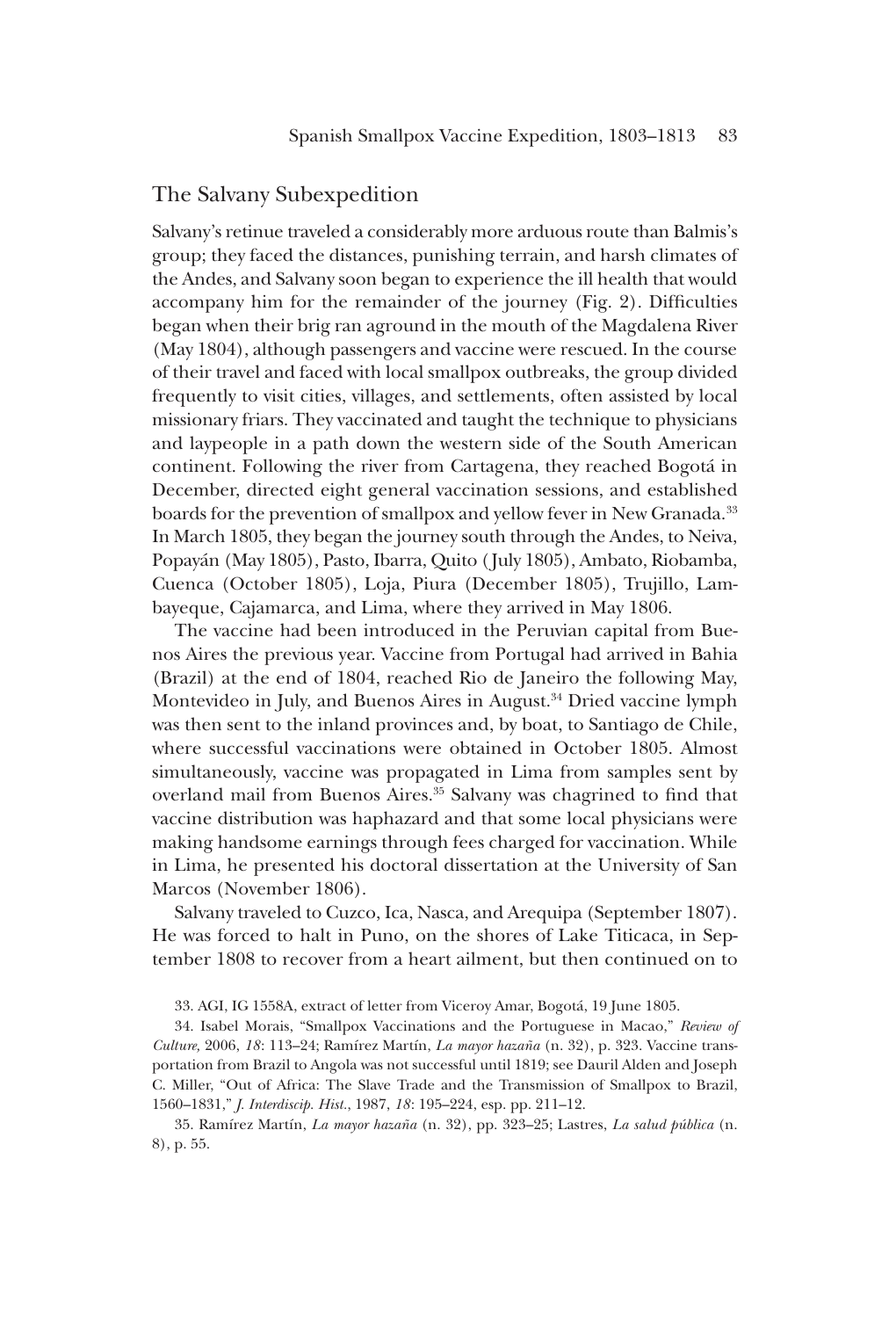## The Salvany Subexpedition

Salvany's retinue traveled a considerably more arduous route than Balmis's group; they faced the distances, punishing terrain, and harsh climates of the Andes, and Salvany soon began to experience the ill health that would accompany him for the remainder of the journey (Fig. 2). Difficulties began when their brig ran aground in the mouth of the Magdalena River (May 1804), although passengers and vaccine were rescued. In the course of their travel and faced with local smallpox outbreaks, the group divided frequently to visit cities, villages, and settlements, often assisted by local missionary friars. They vaccinated and taught the technique to physicians and laypeople in a path down the western side of the South American continent. Following the river from Cartagena, they reached Bogotá in December, directed eight general vaccination sessions, and established boards for the prevention of smallpox and yellow fever in New Granada.[33] In March 1805, they began the journey south through the Andes, to Neiva, Popayán (May 1805), Pasto, Ibarra, Quito (July 1805), Ambato, Riobamba, Cuenca (October 1805), Loja, Piura (December 1805), Trujillo, Lambayeque, Cajamarca, and Lima, where they arrived in May 1806.

The vaccine had been introduced in the Peruvian capital from Buenos Aires the previous year. Vaccine from Portugal had arrived in Bahia (Brazil) at the end of 1804, reached Rio de Janeiro the following May, Montevideo in July, and Buenos Aires in August.[34] Dried vaccine lymph was then sent to the inland provinces and, by boat, to Santiago de Chile, where successful vaccinations were obtained in October 1805. Almost simultaneously, vaccine was propagated in Lima from samples sent by overland mail from Buenos Aires.[35] Salvany was chagrined to find that vaccine distribution was haphazard and that some local physicians were making handsome earnings through fees charged for vaccination. While in Lima, he presented his doctoral dissertation at the University of San Marcos (November 1806).

Salvany traveled to Cuzco, Ica, Nasca, and Arequipa (September 1807). He was forced to halt in Puno, on the shores of Lake Titicaca, in September 1808 to recover from a heart ailment, but then continued on to

33. AGI, IG 1558A, extract of letter from Viceroy Amar, Bogotá, 19 June 1805.

34. Isabel Morais, "Smallpox Vaccinations and the Portuguese in Macao," *Review of Culture,* 2006, *18*: 113–24; Ramírez Martín, *La mayor hazaña* (n. 32), p. 323. Vaccine transportation from Brazil to Angola was not successful until 1819; see Dauril Alden and Joseph C. Miller, "Out of Africa: The Slave Trade and the Transmission of Smallpox to Brazil, 1560–1831," *J. Interdiscip. Hist.*, 1987, *18*: 195–224, esp. pp. 211–12.

35. Ramírez Martín, *La mayor hazaña* (n. 32), pp. 323–25; Lastres, *La salud pública* (n. 8), p. 55.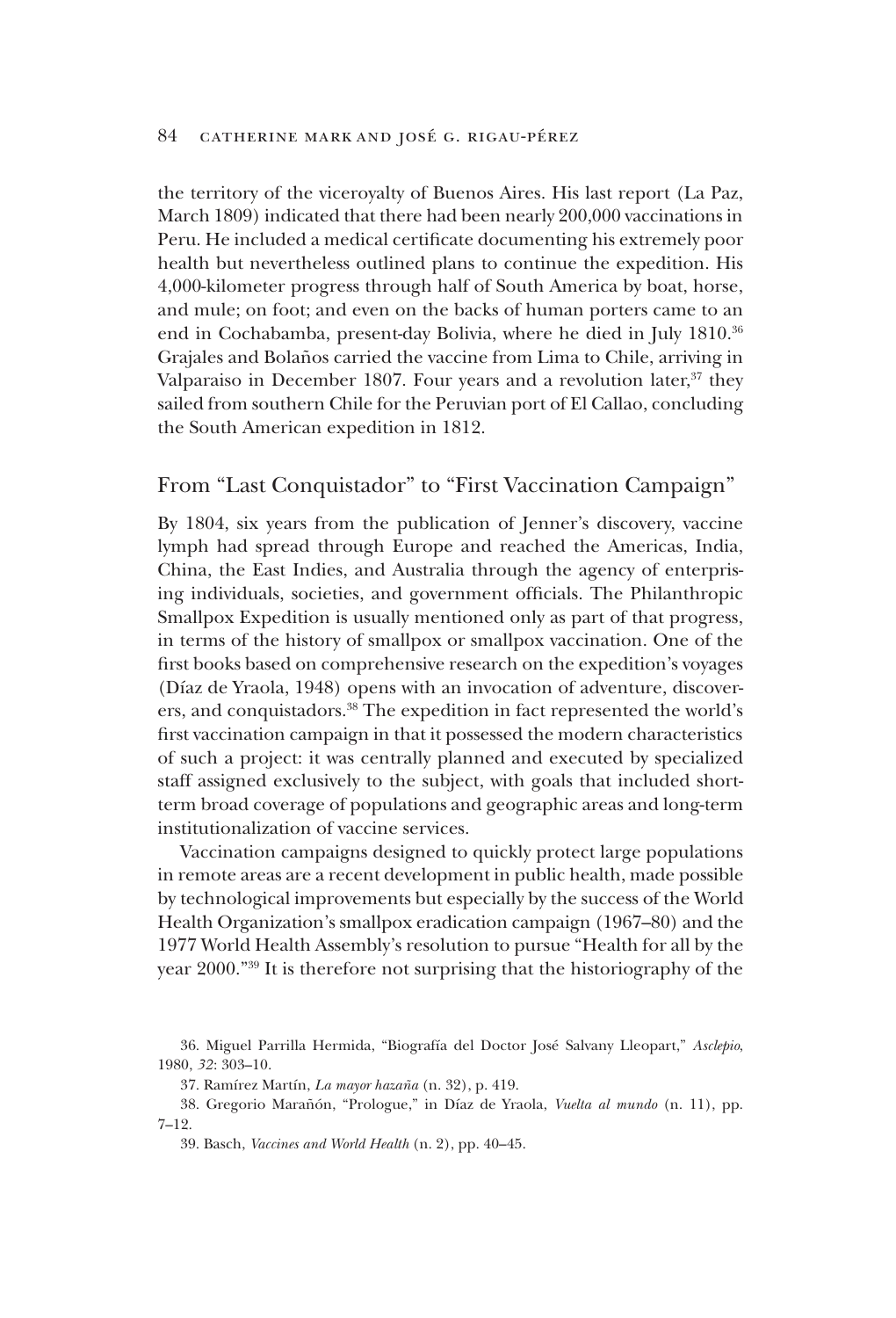the territory of the viceroyalty of Buenos Aires. His last report (La Paz, March 1809) indicated that there had been nearly 200,000 vaccinations in Peru. He included a medical certificate documenting his extremely poor health but nevertheless outlined plans to continue the expedition. His 4,000-kilometer progress through half of South America by boat, horse, and mule; on foot; and even on the backs of human porters came to an end in Cochabamba, present-day Bolivia, where he died in July 1810.[36] Grajales and Bolaños carried the vaccine from Lima to Chile, arriving in Valparaiso in December 1807. Four years and a revolution later,[37] they sailed from southern Chile for the Peruvian port of El Callao, concluding the South American expedition in 1812.

## From "Last Conquistador" to "First Vaccination Campaign"

By 1804, six years from the publication of Jenner's discovery, vaccine lymph had spread through Europe and reached the Americas, India, China, the East Indies, and Australia through the agency of enterprising individuals, societies, and government officials. The Philanthropic Smallpox Expedition is usually mentioned only as part of that progress, in terms of the history of smallpox or smallpox vaccination. One of the first books based on comprehensive research on the expedition's voyages (Díaz de Yraola, 1948) opens with an invocation of adventure, discoverers, and conquistadors.[38] The expedition in fact represented the world's first vaccination campaign in that it possessed the modern characteristics of such a project: it was centrally planned and executed by specialized staff assigned exclusively to the subject, with goals that included short-term broad coverage of populations and geographic areas and long-term institutionalization of vaccine services.

Vaccination campaigns designed to quickly protect large populations in remote areas are a recent development in public health, made possible by technological improvements but especially by the success of the World Health Organization's smallpox eradication campaign (1967–80) and the 1977 World Health Assembly's resolution to pursue "Health for all by the year 2000."[39] It is therefore not surprising that the historiography of the

36. Miguel Parrilla Hermida, "Biografía del Doctor José Salvany Lleopart," *Asclepio*, 1980, *32*: 303–10.

37. Ramírez Martín, *La mayor hazaña* (n. 32), p. 419.

38. Gregorio Marañón, "Prologue," in Díaz de Yraola, *Vuelta al mundo* (n. 11), pp. 7–12.

39. Basch, *Vaccines and World Health* (n. 2), pp. 40–45.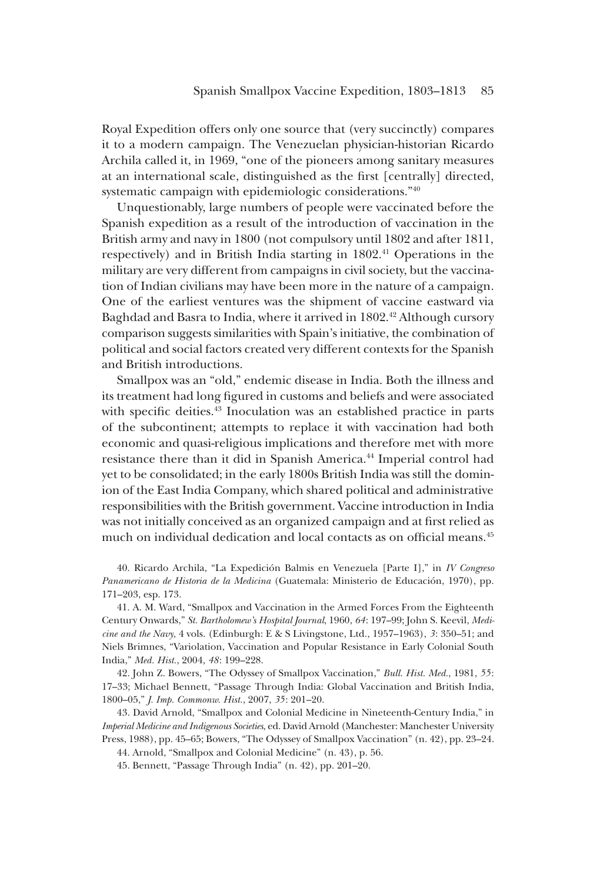Royal Expedition offers only one source that (very succinctly) compares it to a modern campaign. The Venezuelan physician-historian Ricardo Archila called it, in 1969, "one of the pioneers among sanitary measures at an international scale, distinguished as the first [centrally] directed, systematic campaign with epidemiologic considerations."[40]

Unquestionably, large numbers of people were vaccinated before the Spanish expedition as a result of the introduction of vaccination in the British army and navy in 1800 (not compulsory until 1802 and after 1811, respectively) and in British India starting in 1802.[41] Operations in the military are very different from campaigns in civil society, but the vaccination of Indian civilians may have been more in the nature of a campaign. One of the earliest ventures was the shipment of vaccine eastward via Baghdad and Basra to India, where it arrived in 1802.[42] Although cursory comparison suggests similarities with Spain's initiative, the combination of political and social factors created very different contexts for the Spanish and British introductions.

Smallpox was an "old," endemic disease in India. Both the illness and its treatment had long figured in customs and beliefs and were associated with specific deities.[43] Inoculation was an established practice in parts of the subcontinent; attempts to replace it with vaccination had both economic and quasi-religious implications and therefore met with more resistance there than it did in Spanish America.[44] Imperial control had yet to be consolidated; in the early 1800s British India was still the dominion of the East India Company, which shared political and administrative responsibilities with the British government. Vaccine introduction in India was not initially conceived as an organized campaign and at first relied as much on individual dedication and local contacts as on official means.[45]

40. Ricardo Archila, "La Expedición Balmis en Venezuela [Parte I]," in *IV Congreso Panamericano de Historia de la Medicina* (Guatemala: Ministerio de Educación, 1970), pp. 171–203, esp. 173.

41. A. M. Ward, "Smallpox and Vaccination in the Armed Forces From the Eighteenth Century Onwards," *St. Bartholomew's Hospital Journal*, 1960, *64*: 197–99; John S. Keevil, *Medicine and the Navy*, 4 vols. (Edinburgh: E & S Livingstone, Ltd., 1957–1963), *3*: 350–51; and Niels Brimnes, "Variolation, Vaccination and Popular Resistance in Early Colonial South India," *Med. Hist.*, 2004, *48*: 199–228.

42. John Z. Bowers, "The Odyssey of Smallpox Vaccination," *Bull. Hist. Med.*, 1981, *55*: 17–33; Michael Bennett, "Passage Through India: Global Vaccination and British India, 1800–05," *J. Imp. Commonw. Hist.*, 2007, *35*: 201–20.

43. David Arnold, "Smallpox and Colonial Medicine in Nineteenth-Century India," in *Imperial Medicine and Indigenous Societies*, ed. David Arnold (Manchester: Manchester University Press, 1988), pp. 45–65; Bowers, "The Odyssey of Smallpox Vaccination" (n. 42), pp. 23–24.

44. Arnold, "Smallpox and Colonial Medicine" (n. 43), p. 56.

45. Bennett, "Passage Through India" (n. 42), pp. 201–20.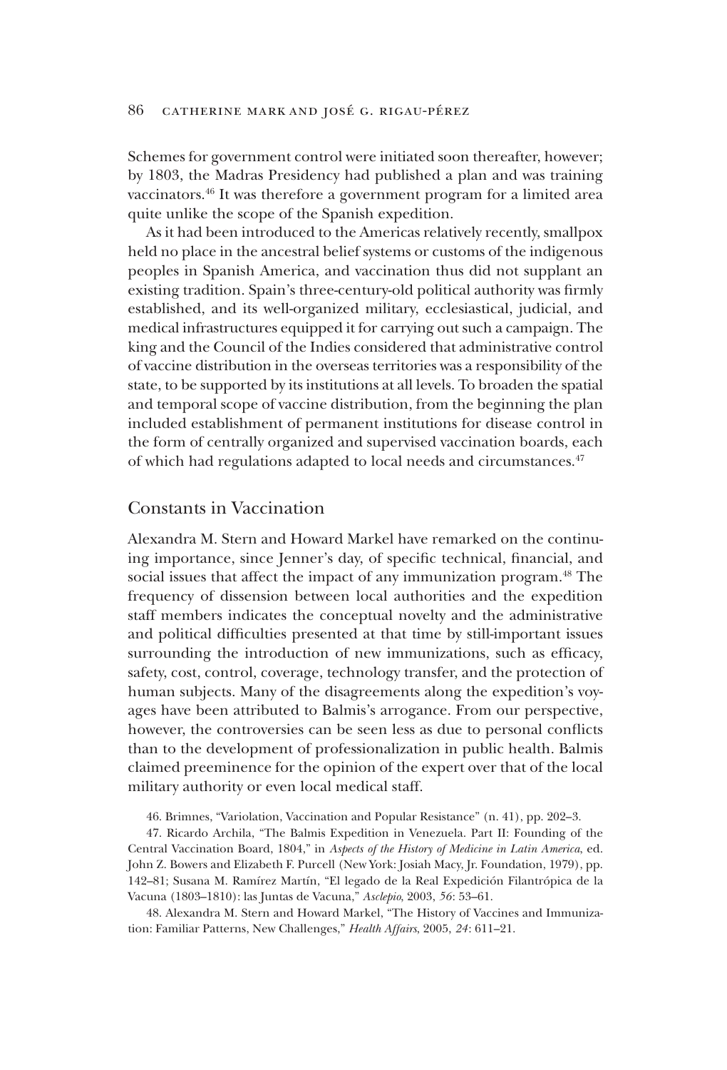Schemes for government control were initiated soon thereafter, however; by 1803, the Madras Presidency had published a plan and was training vaccinators.[46] It was therefore a government program for a limited area quite unlike the scope of the Spanish expedition.

As it had been introduced to the Americas relatively recently, smallpox held no place in the ancestral belief systems or customs of the indigenous peoples in Spanish America, and vaccination thus did not supplant an existing tradition. Spain's three-century-old political authority was firmly established, and its well-organized military, ecclesiastical, judicial, and medical infrastructures equipped it for carrying out such a campaign. The king and the Council of the Indies considered that administrative control of vaccine distribution in the overseas territories was a responsibility of the state, to be supported by its institutions at all levels. To broaden the spatial and temporal scope of vaccine distribution, from the beginning the plan included establishment of permanent institutions for disease control in the form of centrally organized and supervised vaccination boards, each of which had regulations adapted to local needs and circumstances.[47]

## Constants in Vaccination

Alexandra M. Stern and Howard Markel have remarked on the continuing importance, since Jenner's day, of specific technical, financial, and social issues that affect the impact of any immunization program.[48] The frequency of dissension between local authorities and the expedition staff members indicates the conceptual novelty and the administrative and political difficulties presented at that time by still-important issues surrounding the introduction of new immunizations, such as efficacy, safety, cost, control, coverage, technology transfer, and the protection of human subjects. Many of the disagreements along the expedition's voyages have been attributed to Balmis's arrogance. From our perspective, however, the controversies can be seen less as due to personal conflicts than to the development of professionalization in public health. Balmis claimed preeminence for the opinion of the expert over that of the local military authority or even local medical staff.

46. Brimnes, "Variolation, Vaccination and Popular Resistance" (n. 41), pp. 202–3.

47. Ricardo Archila, "The Balmis Expedition in Venezuela. Part II: Founding of the Central Vaccination Board, 1804," in *Aspects of the History of Medicine in Latin America*, ed. John Z. Bowers and Elizabeth F. Purcell (New York: Josiah Macy, Jr. Foundation, 1979), pp. 142–81; Susana M. Ramírez Martín, "El legado de la Real Expedición Filantrópica de la Vacuna (1803–1810): las Juntas de Vacuna," *Asclepio*, 2003, *56*: 53–61.

48. Alexandra M. Stern and Howard Markel, "The History of Vaccines and Immunization: Familiar Patterns, New Challenges," *Health Affairs*, 2005, *24*: 611–21.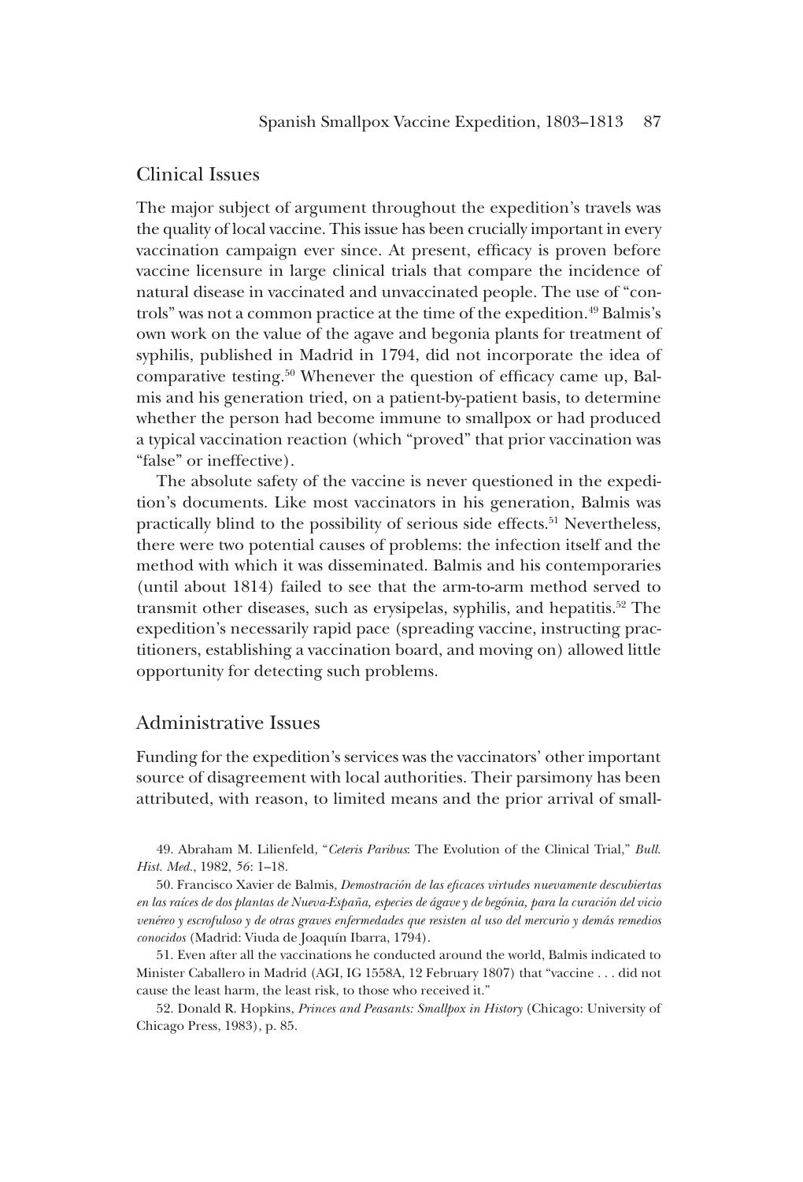## Clinical Issues

The major subject of argument throughout the expedition's travels was the quality of local vaccine. This issue has been crucially important in every vaccination campaign ever since. At present, efficacy is proven before vaccine licensure in large clinical trials that compare the incidence of natural disease in vaccinated and unvaccinated people. The use of "controls" was not a common practice at the time of the expedition.[49] Balmis's own work on the value of the agave and begonia plants for treatment of syphilis, published in Madrid in 1794, did not incorporate the idea of comparative testing.[50] Whenever the question of efficacy came up, Balmis and his generation tried, on a patient-by-patient basis, to determine whether the person had become immune to smallpox or had produced a typical vaccination reaction (which "proved" that prior vaccination was "false" or ineffective).

The absolute safety of the vaccine is never questioned in the expedition's documents. Like most vaccinators in his generation, Balmis was practically blind to the possibility of serious side effects.[51] Nevertheless, there were two potential causes of problems: the infection itself and the method with which it was disseminated. Balmis and his contemporaries (until about 1814) failed to see that the arm-to-arm method served to transmit other diseases, such as erysipelas, syphilis, and hepatitis.[52] The expedition's necessarily rapid pace (spreading vaccine, instructing practitioners, establishing a vaccination board, and moving on) allowed little opportunity for detecting such problems.

## Administrative Issues

Funding for the expedition's services was the vaccinators' other important source of disagreement with local authorities. Their parsimony has been attributed, with reason, to limited means and the prior arrival of small-

49. Abraham M. Lilienfeld, "*Ceteris Paribus*: The Evolution of the Clinical Trial," *Bull. Hist. Med.*, 1982, *56*: 1–18.

50. Francisco Xavier de Balmis, *Demostración de las eficaces virtudes nuevamente descubiertas en las raíces de dos plantas de Nueva-España, especies de ágave y de begónia, para la curación del vicio venéreo y escrofuloso y de otras graves enfermedades que resisten al uso del mercurio y demás remedios conocidos* (Madrid: Viuda de Joaquín Ibarra, 1794).

51. Even after all the vaccinations he conducted around the world, Balmis indicated to Minister Caballero in Madrid (AGI, IG 1558A, 12 February 1807) that "vaccine . . . did not cause the least harm, the least risk, to those who received it."

52. Donald R. Hopkins, *Princes and Peasants: Smallpox in History* (Chicago: University of Chicago Press, 1983), p. 85.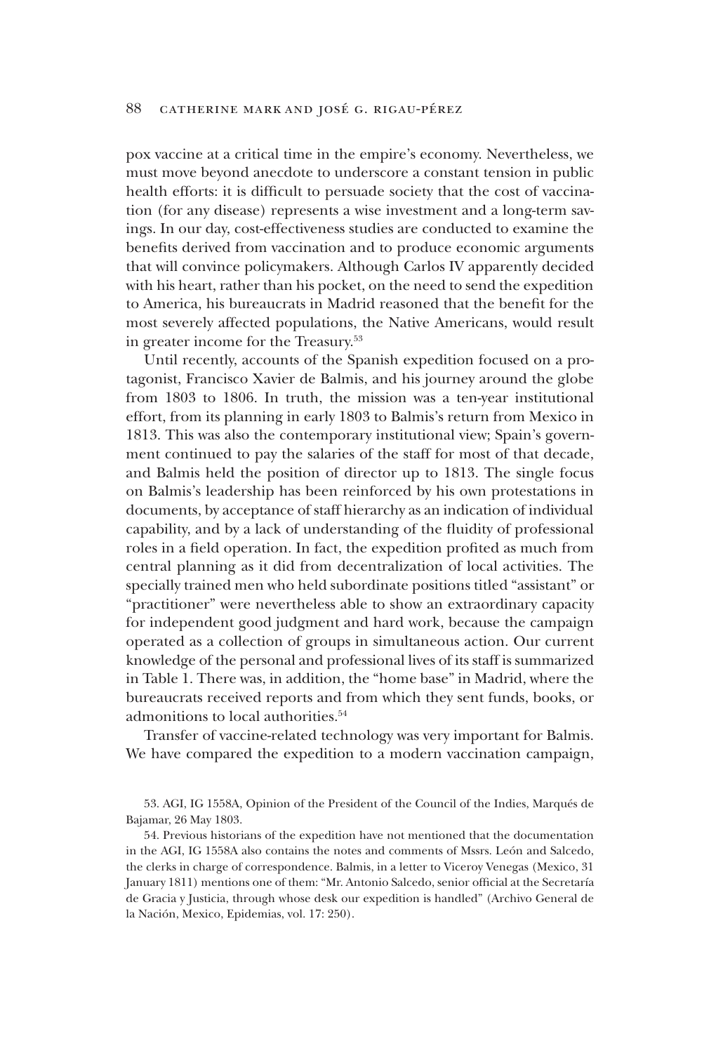pox vaccine at a critical time in the empire's economy. Nevertheless, we must move beyond anecdote to underscore a constant tension in public health efforts: it is difficult to persuade society that the cost of vaccination (for any disease) represents a wise investment and a long-term savings. In our day, cost-effectiveness studies are conducted to examine the benefits derived from vaccination and to produce economic arguments that will convince policymakers. Although Carlos IV apparently decided with his heart, rather than his pocket, on the need to send the expedition to America, his bureaucrats in Madrid reasoned that the benefit for the most severely affected populations, the Native Americans, would result in greater income for the Treasury.[53]

Until recently, accounts of the Spanish expedition focused on a protagonist, Francisco Xavier de Balmis, and his journey around the globe from 1803 to 1806. In truth, the mission was a ten-year institutional effort, from its planning in early 1803 to Balmis's return from Mexico in 1813. This was also the contemporary institutional view; Spain's government continued to pay the salaries of the staff for most of that decade, and Balmis held the position of director up to 1813. The single focus on Balmis's leadership has been reinforced by his own protestations in documents, by acceptance of staff hierarchy as an indication of individual capability, and by a lack of understanding of the fluidity of professional roles in a field operation. In fact, the expedition profited as much from central planning as it did from decentralization of local activities. The specially trained men who held subordinate positions titled "assistant" or "practitioner" were nevertheless able to show an extraordinary capacity for independent good judgment and hard work, because the campaign operated as a collection of groups in simultaneous action. Our current knowledge of the personal and professional lives of its staff is summarized in Table 1. There was, in addition, the "home base" in Madrid, where the bureaucrats received reports and from which they sent funds, books, or admonitions to local authorities.[54]

Transfer of vaccine-related technology was very important for Balmis. We have compared the expedition to a modern vaccination campaign,

53. AGI, IG 1558A, Opinion of the President of the Council of the Indies, Marqués de Bajamar, 26 May 1803.

54. Previous historians of the expedition have not mentioned that the documentation in the AGI, IG 1558A also contains the notes and comments of Mssrs. León and Salcedo, the clerks in charge of correspondence. Balmis, in a letter to Viceroy Venegas (Mexico, 31 January 1811) mentions one of them: "Mr. Antonio Salcedo, senior official at the Secretaría de Gracia y Justicia, through whose desk our expedition is handled" (Archivo General de la Nación, Mexico, Epidemias, vol. 17: 250).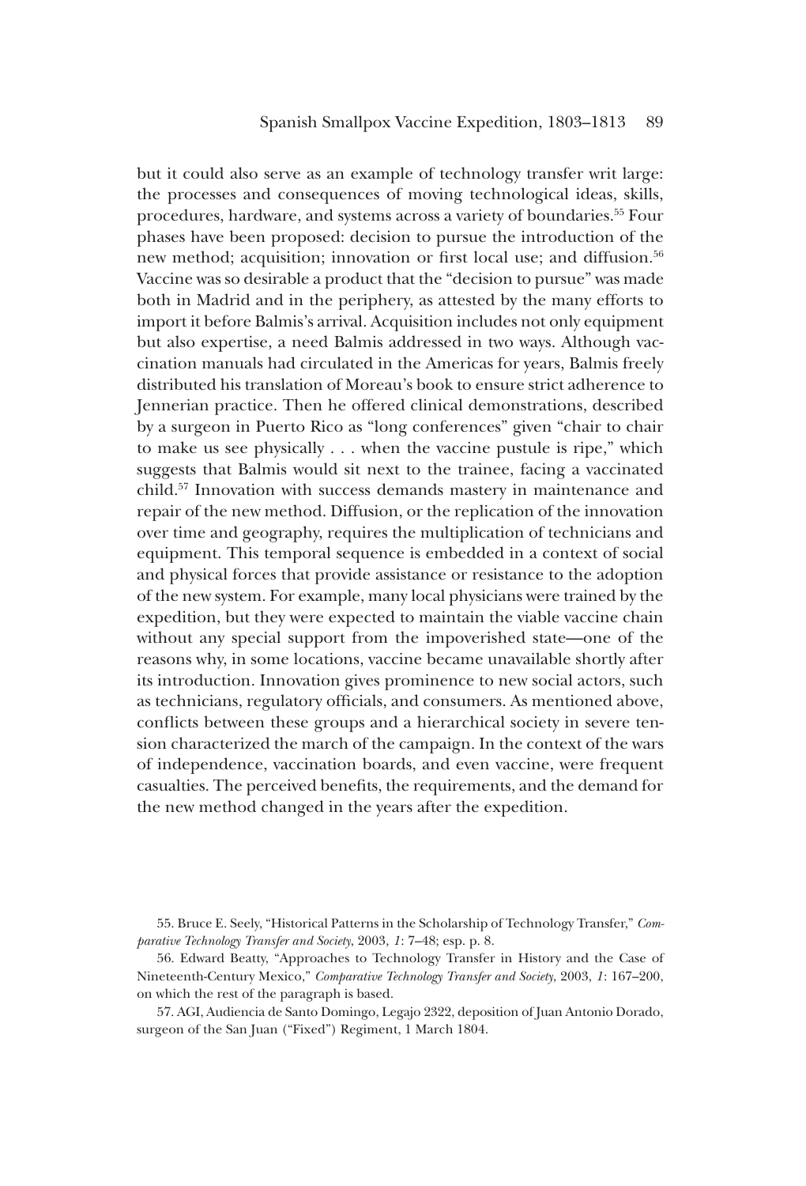but it could also serve as an example of technology transfer writ large: the processes and consequences of moving technological ideas, skills, procedures, hardware, and systems across a variety of boundaries.[55] Four phases have been proposed: decision to pursue the introduction of the new method; acquisition; innovation or first local use; and diffusion.[56] Vaccine was so desirable a product that the "decision to pursue" was made both in Madrid and in the periphery, as attested by the many efforts to import it before Balmis's arrival. Acquisition includes not only equipment but also expertise, a need Balmis addressed in two ways. Although vaccination manuals had circulated in the Americas for years, Balmis freely distributed his translation of Moreau's book to ensure strict adherence to Jennerian practice. Then he offered clinical demonstrations, described by a surgeon in Puerto Rico as "long conferences" given "chair to chair to make us see physically . . . when the vaccine pustule is ripe," which suggests that Balmis would sit next to the trainee, facing a vaccinated child.[57] Innovation with success demands mastery in maintenance and repair of the new method. Diffusion, or the replication of the innovation over time and geography, requires the multiplication of technicians and equipment. This temporal sequence is embedded in a context of social and physical forces that provide assistance or resistance to the adoption of the new system. For example, many local physicians were trained by the expedition, but they were expected to maintain the viable vaccine chain without any special support from the impoverished state—one of the reasons why, in some locations, vaccine became unavailable shortly after its introduction. Innovation gives prominence to new social actors, such as technicians, regulatory officials, and consumers. As mentioned above, conflicts between these groups and a hierarchical society in severe tension characterized the march of the campaign. In the context of the wars of independence, vaccination boards, and even vaccine, were frequent casualties. The perceived benefits, the requirements, and the demand for the new method changed in the years after the expedition.

55. Bruce E. Seely, "Historical Patterns in the Scholarship of Technology Transfer," *Comparative Technology Transfer and Society*, 2003, *1*: 7–48; esp. p. 8.

56. Edward Beatty, "Approaches to Technology Transfer in History and the Case of Nineteenth-Century Mexico," *Comparative Technology Transfer and Society*, 2003, *1*: 167–200, on which the rest of the paragraph is based.

57. AGI, Audiencia de Santo Domingo, Legajo 2322, deposition of Juan Antonio Dorado, surgeon of the San Juan ("Fixed") Regiment, 1 March 1804.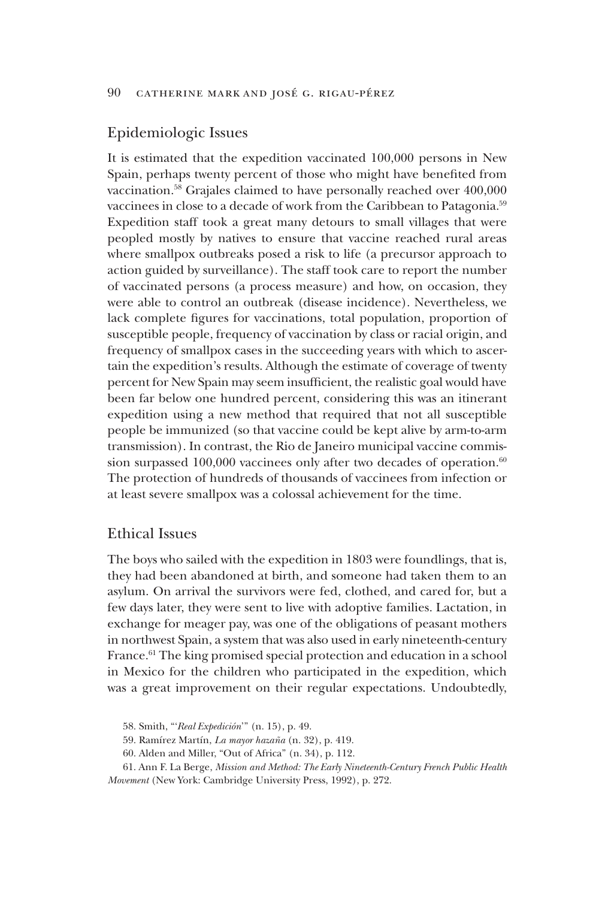## Epidemiologic Issues

It is estimated that the expedition vaccinated 100,000 persons in New Spain, perhaps twenty percent of those who might have benefited from vaccination.[58] Grajales claimed to have personally reached over 400,000 vaccinees in close to a decade of work from the Caribbean to Patagonia.[59] Expedition staff took a great many detours to small villages that were peopled mostly by natives to ensure that vaccine reached rural areas where smallpox outbreaks posed a risk to life (a precursor approach to action guided by surveillance). The staff took care to report the number of vaccinated persons (a process measure) and how, on occasion, they were able to control an outbreak (disease incidence). Nevertheless, we lack complete figures for vaccinations, total population, proportion of susceptible people, frequency of vaccination by class or racial origin, and frequency of smallpox cases in the succeeding years with which to ascertain the expedition's results. Although the estimate of coverage of twenty percent for New Spain may seem insufficient, the realistic goal would have been far below one hundred percent, considering this was an itinerant expedition using a new method that required that not all susceptible people be immunized (so that vaccine could be kept alive by arm-to-arm transmission). In contrast, the Rio de Janeiro municipal vaccine commission surpassed 100,000 vaccinees only after two decades of operation.[60] The protection of hundreds of thousands of vaccinees from infection or at least severe smallpox was a colossal achievement for the time.

## Ethical Issues

The boys who sailed with the expedition in 1803 were foundlings, that is, they had been abandoned at birth, and someone had taken them to an asylum. On arrival the survivors were fed, clothed, and cared for, but a few days later, they were sent to live with adoptive families. Lactation, in exchange for meager pay, was one of the obligations of peasant mothers in northwest Spain, a system that was also used in early nineteenth-century France.[61] The king promised special protection and education in a school in Mexico for the children who participated in the expedition, which was a great improvement on their regular expectations. Undoubtedly,

58. Smith, "'*Real Expedición*'" (n. 15), p. 49.

59. Ramírez Martín, *La mayor hazaña* (n. 32), p. 419.

60. Alden and Miller, "Out of Africa" (n. 34), p. 112.

61. Ann F. La Berge, *Mission and Method: The Early Nineteenth-Century French Public Health Movement* (New York: Cambridge University Press, 1992), p. 272.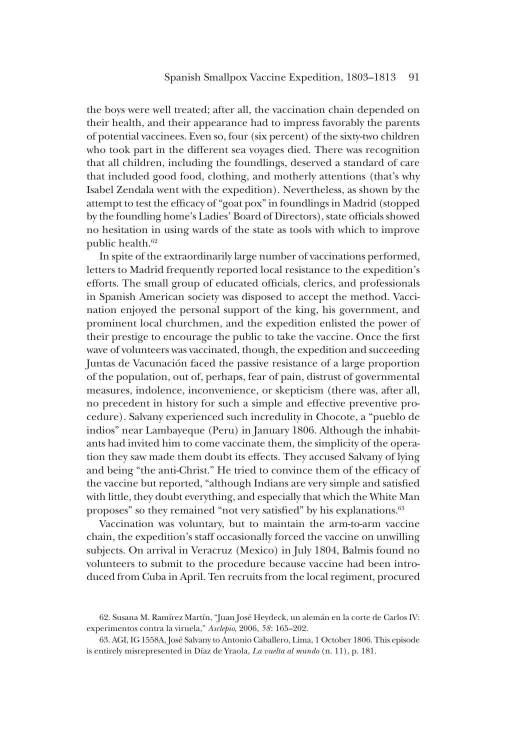the boys were well treated; after all, the vaccination chain depended on their health, and their appearance had to impress favorably the parents of potential vaccinees. Even so, four (six percent) of the sixty-two children who took part in the different sea voyages died. There was recognition that all children, including the foundlings, deserved a standard of care that included good food, clothing, and motherly attentions (that's why Isabel Zendala went with the expedition). Nevertheless, as shown by the attempt to test the efficacy of "goat pox" in foundlings in Madrid (stopped by the foundling home's Ladies' Board of Directors), state officials showed no hesitation in using wards of the state as tools with which to improve public health.[62]

In spite of the extraordinarily large number of vaccinations performed, letters to Madrid frequently reported local resistance to the expedition's efforts. The small group of educated officials, clerics, and professionals in Spanish American society was disposed to accept the method. Vaccination enjoyed the personal support of the king, his government, and prominent local churchmen, and the expedition enlisted the power of their prestige to encourage the public to take the vaccine. Once the first wave of volunteers was vaccinated, though, the expedition and succeeding Juntas de Vacunación faced the passive resistance of a large proportion of the population, out of, perhaps, fear of pain, distrust of governmental measures, indolence, inconvenience, or skepticism (there was, after all, no precedent in history for such a simple and effective preventive procedure). Salvany experienced such incredulity in Chocote, a "pueblo de indios" near Lambayeque (Peru) in January 1806. Although the inhabitants had invited him to come vaccinate them, the simplicity of the operation they saw made them doubt its effects. They accused Salvany of lying and being "the anti-Christ." He tried to convince them of the efficacy of the vaccine but reported, "although Indians are very simple and satisfied with little, they doubt everything, and especially that which the White Man proposes" so they remained "not very satisfied" by his explanations.[63]

Vaccination was voluntary, but to maintain the arm-to-arm vaccine chain, the expedition's staff occasionally forced the vaccine on unwilling subjects. On arrival in Veracruz (Mexico) in July 1804, Balmis found no volunteers to submit to the procedure because vaccine had been introduced from Cuba in April. Ten recruits from the local regiment, procured

62. Susana M. Ramírez Martín, "Juan José Heydeck, un alemán en la corte de Carlos IV: experimentos contra la viruela," *Asclepio*, 2006, *58*: 165–202.

63. AGI, IG 1558A, José Salvany to Antonio Caballero, Lima, 1 October 1806. This episode is entirely misrepresented in Díaz de Yraola, *La vuelta al mundo* (n. 11), p. 181.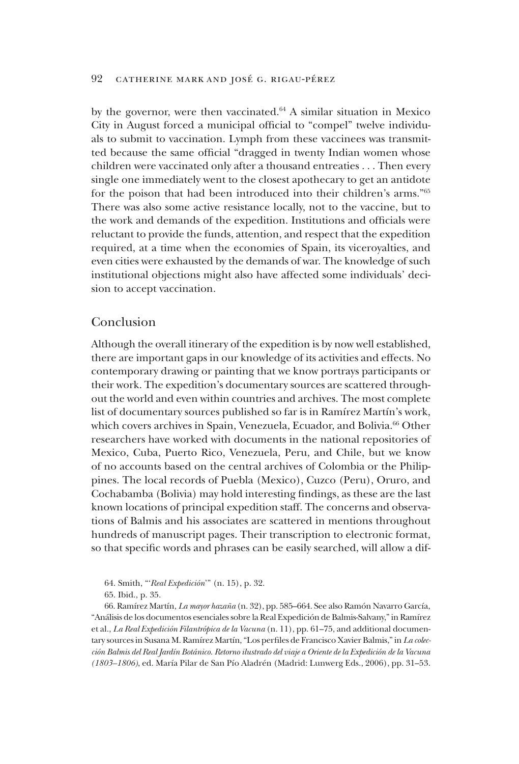by the governor, were then vaccinated.[64] A similar situation in Mexico City in August forced a municipal official to "compel" twelve individuals to submit to vaccination. Lymph from these vaccinees was transmitted because the same official "dragged in twenty Indian women whose children were vaccinated only after a thousand entreaties . . . Then every single one immediately went to the closest apothecary to get an antidote for the poison that had been introduced into their children's arms."[65] There was also some active resistance locally, not to the vaccine, but to the work and demands of the expedition. Institutions and officials were reluctant to provide the funds, attention, and respect that the expedition required, at a time when the economies of Spain, its viceroyalties, and even cities were exhausted by the demands of war. The knowledge of such institutional objections might also have affected some individuals' decision to accept vaccination.

## Conclusion

Although the overall itinerary of the expedition is by now well established, there are important gaps in our knowledge of its activities and effects. No contemporary drawing or painting that we know portrays participants or their work. The expedition's documentary sources are scattered throughout the world and even within countries and archives. The most complete list of documentary sources published so far is in Ramírez Martín's work, which covers archives in Spain, Venezuela, Ecuador, and Bolivia.[66] Other researchers have worked with documents in the national repositories of Mexico, Cuba, Puerto Rico, Venezuela, Peru, and Chile, but we know of no accounts based on the central archives of Colombia or the Philippines. The local records of Puebla (Mexico), Cuzco (Peru), Oruro, and Cochabamba (Bolivia) may hold interesting findings, as these are the last known locations of principal expedition staff. The concerns and observations of Balmis and his associates are scattered in mentions throughout hundreds of manuscript pages. Their transcription to electronic format, so that specific words and phrases can be easily searched, will allow a dif-

64. Smith, "'*Real Expedición*'" (n. 15), p. 32.

65. Ibid., p. 35.

66. Ramírez Martín, *La mayor hazaña* (n. 32), pp. 585–664. See also Ramón Navarro García, "Análisis de los documentos esenciales sobre la Real Expedición de Balmis-Salvany," in Ramírez et al., *La Real Expedición Filantrópica de la Vacuna* (n. 11), pp. 61–75, and additional documentary sources in Susana M. Ramírez Martín, "Los perfiles de Francisco Xavier Balmis," in *La colección Balmis del Real Jardín Botánico. Retorno ilustrado del viaje a Oriente de la Expedición de la Vacuna (1803–1806)*, ed. María Pilar de San Pío Aladrén (Madrid: Lunwerg Eds., 2006), pp. 31–53.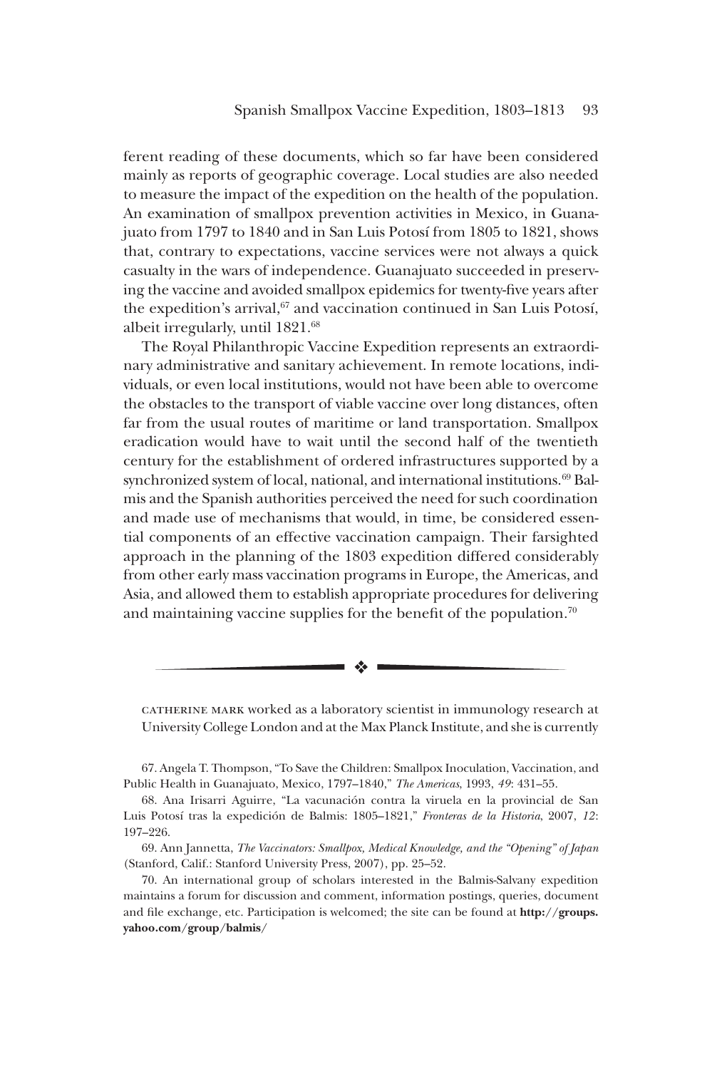ferent reading of these documents, which so far have been considered mainly as reports of geographic coverage. Local studies are also needed to measure the impact of the expedition on the health of the population. An examination of smallpox prevention activities in Mexico, in Guanajuato from 1797 to 1840 and in San Luis Potosí from 1805 to 1821, shows that, contrary to expectations, vaccine services were not always a quick casualty in the wars of independence. Guanajuato succeeded in preserving the vaccine and avoided smallpox epidemics for twenty-five years after the expedition's arrival,[67] and vaccination continued in San Luis Potosí, albeit irregularly, until 1821.[68]

The Royal Philanthropic Vaccine Expedition represents an extraordinary administrative and sanitary achievement. In remote locations, individuals, or even local institutions, would not have been able to overcome the obstacles to the transport of viable vaccine over long distances, often far from the usual routes of maritime or land transportation. Smallpox eradication would have to wait until the second half of the twentieth century for the establishment of ordered infrastructures supported by a synchronized system of local, national, and international institutions.[69] Balmis and the Spanish authorities perceived the need for such coordination and made use of mechanisms that would, in time, be considered essential components of an effective vaccination campaign. Their farsighted approach in the planning of the 1803 expedition differed considerably from other early mass vaccination programs in Europe, the Americas, and Asia, and allowed them to establish appropriate procedures for delivering and maintaining vaccine supplies for the benefit of the population.[70]

❖

CATHERINE MARK worked as a laboratory scientist in immunology research at University College London and at the Max Planck Institute, and she is currently

67. Angela T. Thompson, "To Save the Children: Smallpox Inoculation, Vaccination, and Public Health in Guanajuato, Mexico, 1797–1840," *The Americas*, 1993, *49*: 431–55.

68. Ana Irisarri Aguirre, "La vacunación contra la viruela en la provincial de San Luis Potosí tras la expedición de Balmis: 1805–1821," *Fronteras de la Historia*, 2007, *12*: 197–226.

69. Ann Jannetta, *The Vaccinators: Smallpox, Medical Knowledge, and the "Opening" of Japan* (Stanford, Calif.: Stanford University Press, 2007), pp. 25–52.

70. An international group of scholars interested in the Balmis-Salvany expedition maintains a forum for discussion and comment, information postings, queries, document and file exchange, etc. Participation is welcomed; the site can be found at **http://groups.yahoo.com/group/balmis/**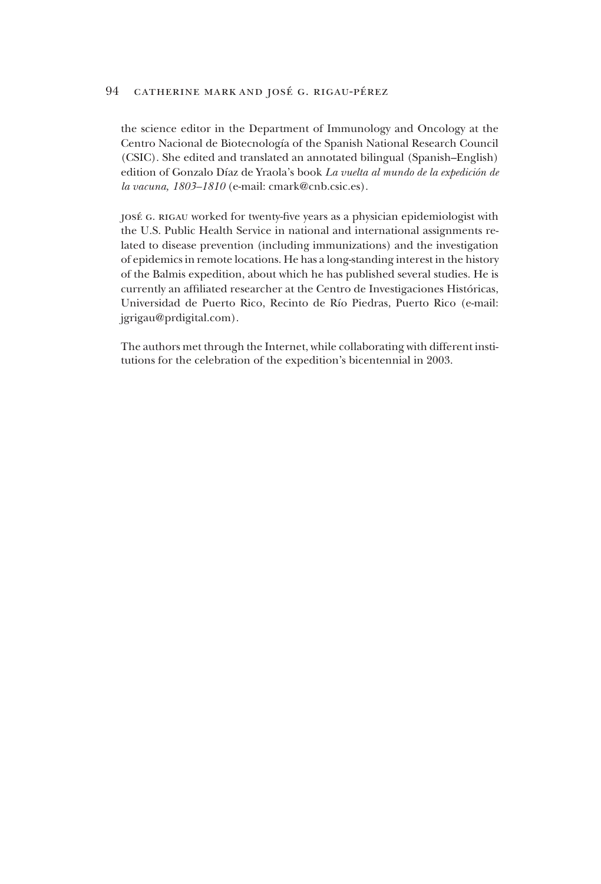the science editor in the Department of Immunology and Oncology at the Centro Nacional de Biotecnología of the Spanish National Research Council (CSIC). She edited and translated an annotated bilingual (Spanish–English) edition of Gonzalo Díaz de Yraola's book *La vuelta al mundo de la expedición de la vacuna, 1803–1810* (e-mail: cmark@cnb.csic.es).

José G. Rigau worked for twenty-five years as a physician epidemiologist with the U.S. Public Health Service in national and international assignments related to disease prevention (including immunizations) and the investigation of epidemics in remote locations. He has a long-standing interest in the history of the Balmis expedition, about which he has published several studies. He is currently an affiliated researcher at the Centro de Investigaciones Históricas, Universidad de Puerto Rico, Recinto de Río Piedras, Puerto Rico (e-mail: jgrigau@prdigital.com).

The authors met through the Internet, while collaborating with different institutions for the celebration of the expedition's bicentennial in 2003.